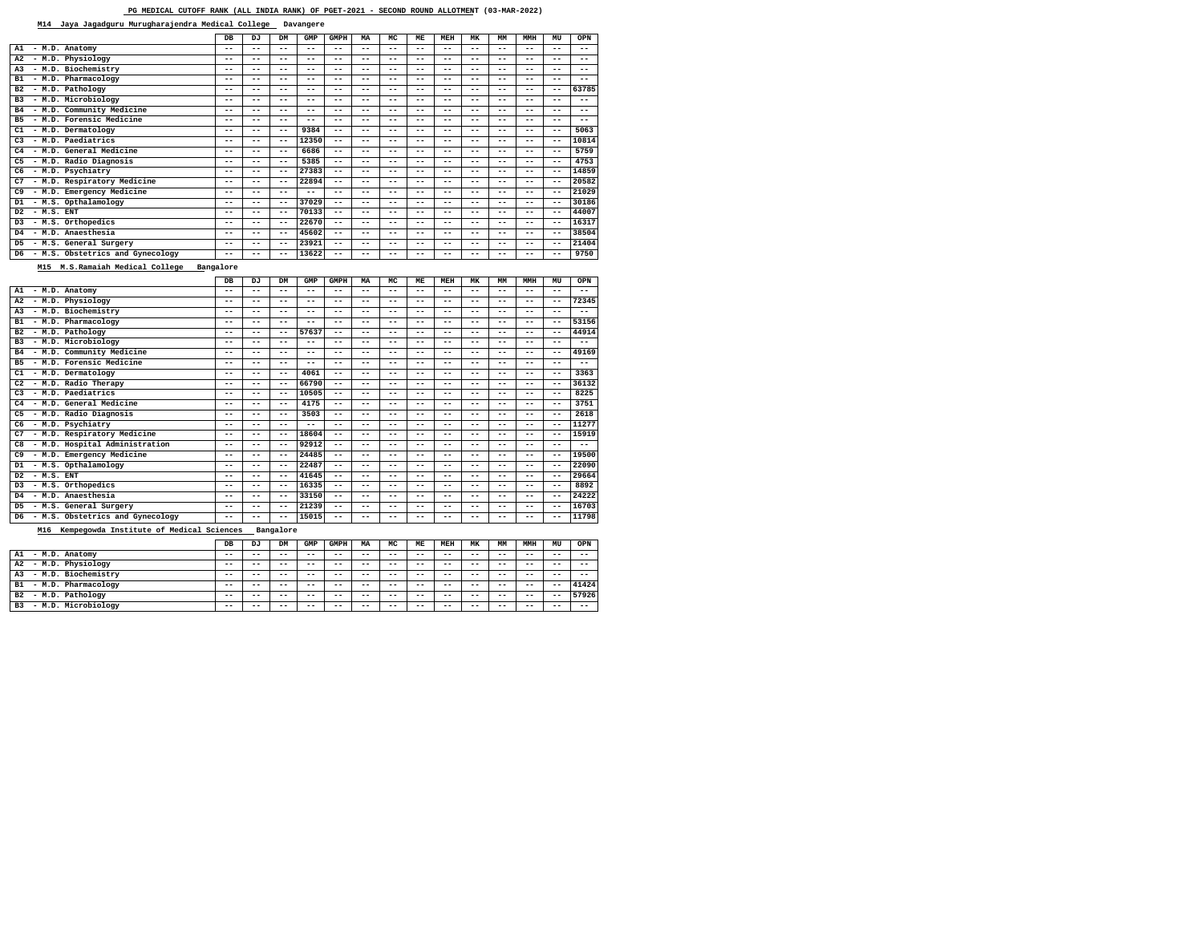## PG MEDICAL CUTOFF RANK (ALL INDIA RANK) OF PGET-2021 - SECOND ROUND ALLOTMENT (03-MAR-2022)

### M14 Jaya Jagadguru Murugharajendra Medical College Davangere

| | DB | DJ | DM | GMP | GMPH | MA | MC | ME | MEH | MK | MM | MMH | MU | OPN |
|---|---|---|---|---|---|---|---|---|---|---|---|---|---|---|
| A1 - M.D. Anatomy | -- | -- | -- | -- | -- | -- | -- | -- | -- | -- | -- | -- | -- | -- |
| A2 - M.D. Physiology | -- | -- | -- | -- | -- | -- | -- | -- | -- | -- | -- | -- | -- | -- |
| A3 - M.D. Biochemistry | -- | -- | -- | -- | -- | -- | -- | -- | -- | -- | -- | -- | -- | -- |
| B1 - M.D. Pharmacology | -- | -- | -- | -- | -- | -- | -- | -- | -- | -- | -- | -- | -- | -- |
| B2 - M.D. Pathology | -- | -- | -- | -- | -- | -- | -- | -- | -- | -- | -- | -- | -- | 63785 |
| B3 - M.D. Microbiology | -- | -- | -- | -- | -- | -- | -- | -- | -- | -- | -- | -- | -- | -- |
| B4 - M.D. Community Medicine | -- | -- | -- | -- | -- | -- | -- | -- | -- | -- | -- | -- | -- | -- |
| B5 - M.D. Forensic Medicine | -- | -- | -- | -- | -- | -- | -- | -- | -- | -- | -- | -- | -- | -- |
| C1 - M.D. Dermatology | -- | -- | -- | 9384 | -- | -- | -- | -- | -- | -- | -- | -- | -- | 5063 |
| C3 - M.D. Paediatrics | -- | -- | -- | 12350 | -- | -- | -- | -- | -- | -- | -- | -- | -- | 10814 |
| C4 - M.D. General Medicine | -- | -- | -- | 6686 | -- | -- | -- | -- | -- | -- | -- | -- | -- | 5759 |
| C5 - M.D. Radio Diagnosis | -- | -- | -- | 5385 | -- | -- | -- | -- | -- | -- | -- | -- | -- | 4753 |
| C6 - M.D. Psychiatry | -- | -- | -- | 27383 | -- | -- | -- | -- | -- | -- | -- | -- | -- | 14859 |
| C7 - M.D. Respiratory Medicine | -- | -- | -- | 22894 | -- | -- | -- | -- | -- | -- | -- | -- | -- | 20582 |
| C9 - M.D. Emergency Medicine | -- | -- | -- | -- | -- | -- | -- | -- | -- | -- | -- | -- | -- | 21029 |
| D1 - M.S. Opthalamology | -- | -- | -- | 37029 | -- | -- | -- | -- | -- | -- | -- | -- | -- | 30186 |
| D2 - M.S. ENT | -- | -- | -- | 70133 | -- | -- | -- | -- | -- | -- | -- | -- | -- | 44007 |
| D3 - M.S. Orthopedics | -- | -- | -- | 22670 | -- | -- | -- | -- | -- | -- | -- | -- | -- | 16317 |
| D4 - M.D. Anaesthesia | -- | -- | -- | 45602 | -- | -- | -- | -- | -- | -- | -- | -- | -- | 38504 |
| D5 - M.S. General Surgery | -- | -- | -- | 23921 | -- | -- | -- | -- | -- | -- | -- | -- | -- | 21404 |
| D6 - M.S. Obstetrics and Gynecology | -- | -- | -- | 13622 | -- | -- | -- | -- | -- | -- | -- | -- | -- | 9750 |

### M15 M.S.Ramaiah Medical College Bangalore

| | DB | DJ | DM | GMP | GMPH | MA | MC | ME | MEH | MK | MM | MMH | MU | OPN |
|---|---|---|---|---|---|---|---|---|---|---|---|---|---|---|
| A1 - M.D. Anatomy | -- | -- | -- | -- | -- | -- | -- | -- | -- | -- | -- | -- | -- | -- |
| A2 - M.D. Physiology | -- | -- | -- | -- | -- | -- | -- | -- | -- | -- | -- | -- | -- | 72345 |
| A3 - M.D. Biochemistry | -- | -- | -- | -- | -- | -- | -- | -- | -- | -- | -- | -- | -- | -- |
| B1 - M.D. Pharmacology | -- | -- | -- | -- | -- | -- | -- | -- | -- | -- | -- | -- | -- | 53156 |
| B2 - M.D. Pathology | -- | -- | -- | 57637 | -- | -- | -- | -- | -- | -- | -- | -- | -- | 44914 |
| B3 - M.D. Microbiology | -- | -- | -- | -- | -- | -- | -- | -- | -- | -- | -- | -- | -- | -- |
| B4 - M.D. Community Medicine | -- | -- | -- | -- | -- | -- | -- | -- | -- | -- | -- | -- | -- | 49169 |
| B5 - M.D. Forensic Medicine | -- | -- | -- | -- | -- | -- | -- | -- | -- | -- | -- | -- | -- | -- |
| C1 - M.D. Dermatology | -- | -- | -- | 4061 | -- | -- | -- | -- | -- | -- | -- | -- | -- | 3363 |
| C2 - M.D. Radio Therapy | -- | -- | -- | 66790 | -- | -- | -- | -- | -- | -- | -- | -- | -- | 36132 |
| C3 - M.D. Paediatrics | -- | -- | -- | 10505 | -- | -- | -- | -- | -- | -- | -- | -- | -- | 8225 |
| C4 - M.D. General Medicine | -- | -- | -- | 4175 | -- | -- | -- | -- | -- | -- | -- | -- | -- | 3751 |
| C5 - M.D. Radio Diagnosis | -- | -- | -- | 3503 | -- | -- | -- | -- | -- | -- | -- | -- | -- | 2618 |
| C6 - M.D. Psychiatry | -- | -- | -- | -- | -- | -- | -- | -- | -- | -- | -- | -- | -- | 11277 |
| C7 - M.D. Respiratory Medicine | -- | -- | -- | 18604 | -- | -- | -- | -- | -- | -- | -- | -- | -- | 15919 |
| C8 - M.D. Hospital Administration | -- | -- | -- | 92912 | -- | -- | -- | -- | -- | -- | -- | -- | -- | -- |
| C9 - M.D. Emergency Medicine | -- | -- | -- | 24485 | -- | -- | -- | -- | -- | -- | -- | -- | -- | 19500 |
| D1 - M.S. Opthalamology | -- | -- | -- | 22487 | -- | -- | -- | -- | -- | -- | -- | -- | -- | 22090 |
| D2 - M.S. ENT | -- | -- | -- | 41645 | -- | -- | -- | -- | -- | -- | -- | -- | -- | 29664 |
| D3 - M.S. Orthopedics | -- | -- | -- | 16335 | -- | -- | -- | -- | -- | -- | -- | -- | -- | 8892 |
| D4 - M.D. Anaesthesia | -- | -- | -- | 33150 | -- | -- | -- | -- | -- | -- | -- | -- | -- | 24222 |
| D5 - M.S. General Surgery | -- | -- | -- | 21239 | -- | -- | -- | -- | -- | -- | -- | -- | -- | 16703 |
| D6 - M.S. Obstetrics and Gynecology | -- | -- | -- | 15015 | -- | -- | -- | -- | -- | -- | -- | -- | -- | 11798 |

### M16 Kempegowda Institute of Medical Sciences Bangalore

| | DB | DJ | DM | GMP | GMPH | MA | MC | ME | MEH | MK | MM | MMH | MU | OPN |
|---|---|---|---|---|---|---|---|---|---|---|---|---|---|---|
| A1 - M.D. Anatomy | -- | -- | -- | -- | -- | -- | -- | -- | -- | -- | -- | -- | -- | -- |
| A2 - M.D. Physiology | -- | -- | -- | -- | -- | -- | -- | -- | -- | -- | -- | -- | -- | -- |
| A3 - M.D. Biochemistry | -- | -- | -- | -- | -- | -- | -- | -- | -- | -- | -- | -- | -- | -- |
| B1 - M.D. Pharmacology | -- | -- | -- | -- | -- | -- | -- | -- | -- | -- | -- | -- | -- | 41424 |
| B2 - M.D. Pathology | -- | -- | -- | -- | -- | -- | -- | -- | -- | -- | -- | -- | -- | 57926 |
| B3 - M.D. Microbiology | -- | -- | -- | -- | -- | -- | -- | -- | -- | -- | -- | -- | -- | -- |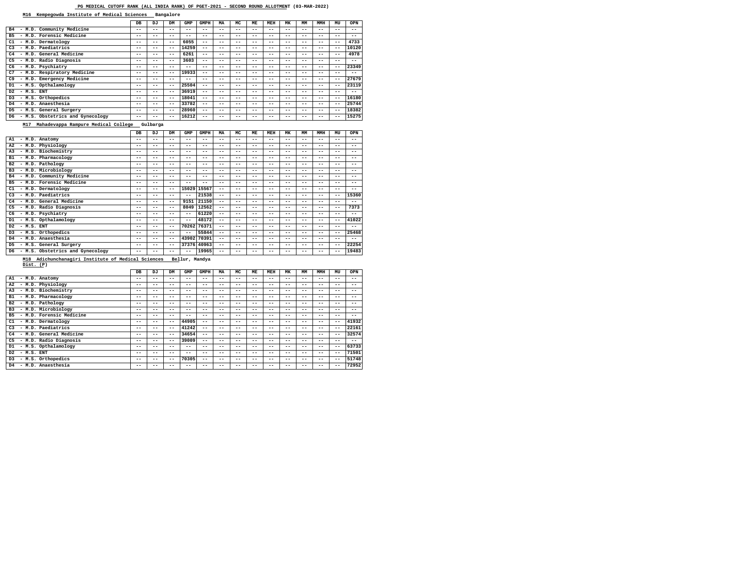PG MEDICAL CUTOFF RANK (ALL INDIA RANK) OF PGET-2021 - SECOND ROUND ALLOTMENT (03-MAR-2022)

M16 Kempegowda Institute of Medical Sciences Bangalore

| | DB | DJ | DM | GMP | GMPH | MA | MC | ME | MEH | MK | MM | MMH | MU | OPN |
|---|---|---|---|---|---|---|---|---|---|---|---|---|---|---|
| B4 - M.D. Community Medicine | -- | -- | -- | -- | -- | -- | -- | -- | -- | -- | -- | -- | -- | -- |
| B5 - M.D. Forensic Medicine | -- | -- | -- | -- | -- | -- | -- | -- | -- | -- | -- | -- | -- | -- |
| C1 - M.D. Dermatology | -- | -- | -- | 6055 | -- | -- | -- | -- | -- | -- | -- | -- | -- | 4733 |
| C3 - M.D. Paediatrics | -- | -- | -- | 14259 | -- | -- | -- | -- | -- | -- | -- | -- | -- | 10120 |
| C4 - M.D. General Medicine | -- | -- | -- | 6261 | -- | -- | -- | -- | -- | -- | -- | -- | -- | 4978 |
| C5 - M.D. Radio Diagnosis | -- | -- | -- | 3603 | -- | -- | -- | -- | -- | -- | -- | -- | -- | -- |
| C6 - M.D. Psychiatry | -- | -- | -- | -- | -- | -- | -- | -- | -- | -- | -- | -- | -- | 23349 |
| C7 - M.D. Respiratory Medicine | -- | -- | -- | 19933 | -- | -- | -- | -- | -- | -- | -- | -- | -- | -- |
| C9 - M.D. Emergency Medicine | -- | -- | -- | -- | -- | -- | -- | -- | -- | -- | -- | -- | -- | 27679 |
| D1 - M.S. Opthalamology | -- | -- | -- | 25504 | -- | -- | -- | -- | -- | -- | -- | -- | -- | 23119 |
| D2 - M.S. ENT | -- | -- | -- | 36919 | -- | -- | -- | -- | -- | -- | -- | -- | -- | -- |
| D3 - M.S. Orthopedics | -- | -- | -- | 18041 | -- | -- | -- | -- | -- | -- | -- | -- | -- | 16180 |
| D4 - M.D. Anaesthesia | -- | -- | -- | 33782 | -- | -- | -- | -- | -- | -- | -- | -- | -- | 25744 |
| D5 - M.S. General Surgery | -- | -- | -- | 28960 | -- | -- | -- | -- | -- | -- | -- | -- | -- | 18382 |
| D6 - M.S. Obstetrics and Gynecology | -- | -- | -- | 16212 | -- | -- | -- | -- | -- | -- | -- | -- | -- | 15275 |

M17 Mahadevappa Rampure Medical College Gulbarga

| | DB | DJ | DM | GMP | GMPH | MA | MC | ME | MEH | MK | MM | MMH | MU | OPN |
|---|---|---|---|---|---|---|---|---|---|---|---|---|---|---|
| A1 - M.D. Anatomy | -- | -- | -- | -- | -- | -- | -- | -- | -- | -- | -- | -- | -- | -- |
| A2 - M.D. Physiology | -- | -- | -- | -- | -- | -- | -- | -- | -- | -- | -- | -- | -- | -- |
| A3 - M.D. Biochemistry | -- | -- | -- | -- | -- | -- | -- | -- | -- | -- | -- | -- | -- | -- |
| B1 - M.D. Pharmacology | -- | -- | -- | -- | -- | -- | -- | -- | -- | -- | -- | -- | -- | -- |
| B2 - M.D. Pathology | -- | -- | -- | -- | -- | -- | -- | -- | -- | -- | -- | -- | -- | -- |
| B3 - M.D. Microbiology | -- | -- | -- | -- | -- | -- | -- | -- | -- | -- | -- | -- | -- | -- |
| B4 - M.D. Community Medicine | -- | -- | -- | -- | -- | -- | -- | -- | -- | -- | -- | -- | -- | -- |
| B5 - M.D. Forensic Medicine | -- | -- | -- | -- | -- | -- | -- | -- | -- | -- | -- | -- | -- | -- |
| C1 - M.D. Dermatology | -- | -- | -- | 15029 | 15567 | -- | -- | -- | -- | -- | -- | -- | -- | -- |
| C3 - M.D. Paediatrics | -- | -- | -- | -- | 21538 | -- | -- | -- | -- | -- | -- | -- | -- | 15360 |
| C4 - M.D. General Medicine | -- | -- | -- | 9151 | 21150 | -- | -- | -- | -- | -- | -- | -- | -- | -- |
| C5 - M.D. Radio Diagnosis | -- | -- | -- | 8049 | 12562 | -- | -- | -- | -- | -- | -- | -- | -- | 7373 |
| C6 - M.D. Psychiatry | -- | -- | -- | -- | 61220 | -- | -- | -- | -- | -- | -- | -- | -- | -- |
| D1 - M.S. Opthalamology | -- | -- | -- | -- | 48172 | -- | -- | -- | -- | -- | -- | -- | -- | 41022 |
| D2 - M.S. ENT | -- | -- | -- | 70262 | 76371 | -- | -- | -- | -- | -- | -- | -- | -- | -- |
| D3 - M.S. Orthopedics | -- | -- | -- | -- | 55844 | -- | -- | -- | -- | -- | -- | -- | -- | 25468 |
| D4 - M.D. Anaesthesia | -- | -- | -- | 43902 | 70391 | -- | -- | -- | -- | -- | -- | -- | -- | -- |
| D5 - M.S. General Surgery | -- | -- | -- | 37376 | 40963 | -- | -- | -- | -- | -- | -- | -- | -- | 22254 |
| D6 - M.S. Obstetrics and Gynecology | -- | -- | -- | -- | 19965 | -- | -- | -- | -- | -- | -- | -- | -- | 19483 |

M18 Adichunchanagiri Institute of Medical Sciences Bellur, Mandya Dist. (P)

| | DB | DJ | DM | GMP | GMPH | MA | MC | ME | MEH | MK | MM | MMH | MU | OPN |
|---|---|---|---|---|---|---|---|---|---|---|---|---|---|---|
| A1 - M.D. Anatomy | -- | -- | -- | -- | -- | -- | -- | -- | -- | -- | -- | -- | -- | -- |
| A2 - M.D. Physiology | -- | -- | -- | -- | -- | -- | -- | -- | -- | -- | -- | -- | -- | -- |
| A3 - M.D. Biochemistry | -- | -- | -- | -- | -- | -- | -- | -- | -- | -- | -- | -- | -- | -- |
| B1 - M.D. Pharmacology | -- | -- | -- | -- | -- | -- | -- | -- | -- | -- | -- | -- | -- | -- |
| B2 - M.D. Pathology | -- | -- | -- | -- | -- | -- | -- | -- | -- | -- | -- | -- | -- | -- |
| B3 - M.D. Microbiology | -- | -- | -- | -- | -- | -- | -- | -- | -- | -- | -- | -- | -- | -- |
| B5 - M.D. Forensic Medicine | -- | -- | -- | -- | -- | -- | -- | -- | -- | -- | -- | -- | -- | -- |
| C1 - M.D. Dermatology | -- | -- | -- | 44905 | -- | -- | -- | -- | -- | -- | -- | -- | -- | 41932 |
| C3 - M.D. Paediatrics | -- | -- | -- | 41242 | -- | -- | -- | -- | -- | -- | -- | -- | -- | 22161 |
| C4 - M.D. General Medicine | -- | -- | -- | 34654 | -- | -- | -- | -- | -- | -- | -- | -- | -- | 32574 |
| C5 - M.D. Radio Diagnosis | -- | -- | -- | 39009 | -- | -- | -- | -- | -- | -- | -- | -- | -- | -- |
| D1 - M.S. Opthalamology | -- | -- | -- | -- | -- | -- | -- | -- | -- | -- | -- | -- | -- | 63733 |
| D2 - M.S. ENT | -- | -- | -- | -- | -- | -- | -- | -- | -- | -- | -- | -- | -- | 71501 |
| D3 - M.S. Orthopedics | -- | -- | -- | 70305 | -- | -- | -- | -- | -- | -- | -- | -- | -- | 51748 |
| D4 - M.D. Anaesthesia | -- | -- | -- | -- | -- | -- | -- | -- | -- | -- | -- | -- | -- | 72952 |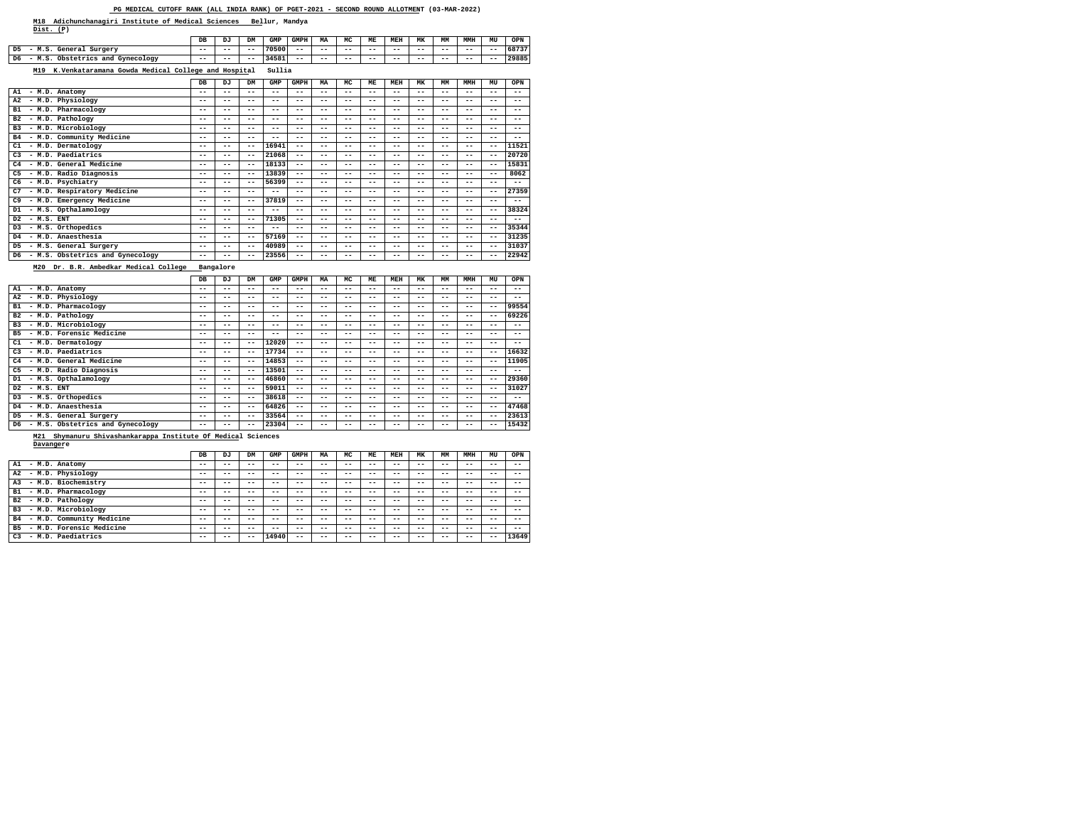PG MEDICAL CUTOFF RANK (ALL INDIA RANK) OF PGET-2021 - SECOND ROUND ALLOTMENT (03-MAR-2022)

**M18 Adichunchanagiri Institute of Medical Sciences Bellur, Mandya Dist. (P)**

| | DB | DJ | DM | GMP | GMPH | MA | MC | ME | MEH | MK | MM | MMH | MU | OPN |
|---|---|---|---|---|---|---|---|---|---|---|---|---|---|---|
| D5 - M.S. General Surgery | -- | -- | -- | 70500 | -- | -- | -- | -- | -- | -- | -- | -- | -- | 68737 |
| D6 - M.S. Obstetrics and Gynecology | -- | -- | -- | 34581 | -- | -- | -- | -- | -- | -- | -- | -- | -- | 29885 |

**M19 K.Venkataramana Gowda Medical College and Hospital Sullia**

| | DB | DJ | DM | GMP | GMPH | MA | MC | ME | MEH | MK | MM | MMH | MU | OPN |
|---|---|---|---|---|---|---|---|---|---|---|---|---|---|---|
| A1 - M.D. Anatomy | -- | -- | -- | -- | -- | -- | -- | -- | -- | -- | -- | -- | -- | -- |
| A2 - M.D. Physiology | -- | -- | -- | -- | -- | -- | -- | -- | -- | -- | -- | -- | -- | -- |
| B1 - M.D. Pharmacology | -- | -- | -- | -- | -- | -- | -- | -- | -- | -- | -- | -- | -- | -- |
| B2 - M.D. Pathology | -- | -- | -- | -- | -- | -- | -- | -- | -- | -- | -- | -- | -- | -- |
| B3 - M.D. Microbiology | -- | -- | -- | -- | -- | -- | -- | -- | -- | -- | -- | -- | -- | -- |
| B4 - M.D. Community Medicine | -- | -- | -- | -- | -- | -- | -- | -- | -- | -- | -- | -- | -- | -- |
| C1 - M.D. Dermatology | -- | -- | -- | 16941 | -- | -- | -- | -- | -- | -- | -- | -- | -- | 11521 |
| C3 - M.D. Paediatrics | -- | -- | -- | 21068 | -- | -- | -- | -- | -- | -- | -- | -- | -- | 20720 |
| C4 - M.D. General Medicine | -- | -- | -- | 18133 | -- | -- | -- | -- | -- | -- | -- | -- | -- | 15831 |
| C5 - M.D. Radio Diagnosis | -- | -- | -- | 13839 | -- | -- | -- | -- | -- | -- | -- | -- | -- | 8062 |
| C6 - M.D. Psychiatry | -- | -- | -- | 56399 | -- | -- | -- | -- | -- | -- | -- | -- | -- | -- |
| C7 - M.D. Respiratory Medicine | -- | -- | -- | -- | -- | -- | -- | -- | -- | -- | -- | -- | -- | 27359 |
| C9 - M.D. Emergency Medicine | -- | -- | -- | 37819 | -- | -- | -- | -- | -- | -- | -- | -- | -- | -- |
| D1 - M.S. Opthalamology | -- | -- | -- | -- | -- | -- | -- | -- | -- | -- | -- | -- | -- | 38324 |
| D2 - M.S. ENT | -- | -- | -- | 71305 | -- | -- | -- | -- | -- | -- | -- | -- | -- | -- |
| D3 - M.S. Orthopedics | -- | -- | -- | -- | -- | -- | -- | -- | -- | -- | -- | -- | -- | 35344 |
| D4 - M.D. Anaesthesia | -- | -- | -- | 57169 | -- | -- | -- | -- | -- | -- | -- | -- | -- | 31235 |
| D5 - M.S. General Surgery | -- | -- | -- | 40989 | -- | -- | -- | -- | -- | -- | -- | -- | -- | 31037 |
| D6 - M.S. Obstetrics and Gynecology | -- | -- | -- | 23556 | -- | -- | -- | -- | -- | -- | -- | -- | -- | 22942 |

**M20 Dr. B.R. Ambedkar Medical College Bangalore**

| | DB | DJ | DM | GMP | GMPH | MA | MC | ME | MEH | MK | MM | MMH | MU | OPN |
|---|---|---|---|---|---|---|---|---|---|---|---|---|---|---|
| A1 - M.D. Anatomy | -- | -- | -- | -- | -- | -- | -- | -- | -- | -- | -- | -- | -- | -- |
| A2 - M.D. Physiology | -- | -- | -- | -- | -- | -- | -- | -- | -- | -- | -- | -- | -- | -- |
| B1 - M.D. Pharmacology | -- | -- | -- | -- | -- | -- | -- | -- | -- | -- | -- | -- | -- | 99554 |
| B2 - M.D. Pathology | -- | -- | -- | -- | -- | -- | -- | -- | -- | -- | -- | -- | -- | 69226 |
| B3 - M.D. Microbiology | -- | -- | -- | -- | -- | -- | -- | -- | -- | -- | -- | -- | -- | -- |
| B5 - M.D. Forensic Medicine | -- | -- | -- | -- | -- | -- | -- | -- | -- | -- | -- | -- | -- | -- |
| C1 - M.D. Dermatology | -- | -- | -- | 12020 | -- | -- | -- | -- | -- | -- | -- | -- | -- | -- |
| C3 - M.D. Paediatrics | -- | -- | -- | 17734 | -- | -- | -- | -- | -- | -- | -- | -- | -- | 16632 |
| C4 - M.D. General Medicine | -- | -- | -- | 14853 | -- | -- | -- | -- | -- | -- | -- | -- | -- | 11905 |
| C5 - M.D. Radio Diagnosis | -- | -- | -- | 13501 | -- | -- | -- | -- | -- | -- | -- | -- | -- | -- |
| D1 - M.S. Opthalamology | -- | -- | -- | 46860 | -- | -- | -- | -- | -- | -- | -- | -- | -- | 29360 |
| D2 - M.S. ENT | -- | -- | -- | 59011 | -- | -- | -- | -- | -- | -- | -- | -- | -- | 31027 |
| D3 - M.S. Orthopedics | -- | -- | -- | 38618 | -- | -- | -- | -- | -- | -- | -- | -- | -- | -- |
| D4 - M.D. Anaesthesia | -- | -- | -- | 64826 | -- | -- | -- | -- | -- | -- | -- | -- | -- | 47468 |
| D5 - M.S. General Surgery | -- | -- | -- | 33564 | -- | -- | -- | -- | -- | -- | -- | -- | -- | 23613 |
| D6 - M.S. Obstetrics and Gynecology | -- | -- | -- | 23304 | -- | -- | -- | -- | -- | -- | -- | -- | -- | 15432 |

**M21 Shymanuru Shivashankarappa Institute Of Medical Sciences Davangere**

| | DB | DJ | DM | GMP | GMPH | MA | MC | ME | MEH | MK | MM | MMH | MU | OPN |
|---|---|---|---|---|---|---|---|---|---|---|---|---|---|---|
| A1 - M.D. Anatomy | -- | -- | -- | -- | -- | -- | -- | -- | -- | -- | -- | -- | -- | -- |
| A2 - M.D. Physiology | -- | -- | -- | -- | -- | -- | -- | -- | -- | -- | -- | -- | -- | -- |
| A3 - M.D. Biochemistry | -- | -- | -- | -- | -- | -- | -- | -- | -- | -- | -- | -- | -- | -- |
| B1 - M.D. Pharmacology | -- | -- | -- | -- | -- | -- | -- | -- | -- | -- | -- | -- | -- | -- |
| B2 - M.D. Pathology | -- | -- | -- | -- | -- | -- | -- | -- | -- | -- | -- | -- | -- | -- |
| B3 - M.D. Microbiology | -- | -- | -- | -- | -- | -- | -- | -- | -- | -- | -- | -- | -- | -- |
| B4 - M.D. Community Medicine | -- | -- | -- | -- | -- | -- | -- | -- | -- | -- | -- | -- | -- | -- |
| B5 - M.D. Forensic Medicine | -- | -- | -- | -- | -- | -- | -- | -- | -- | -- | -- | -- | -- | -- |
| C3 - M.D. Paediatrics | -- | -- | -- | 14940 | -- | -- | -- | -- | -- | -- | -- | -- | -- | 13649 |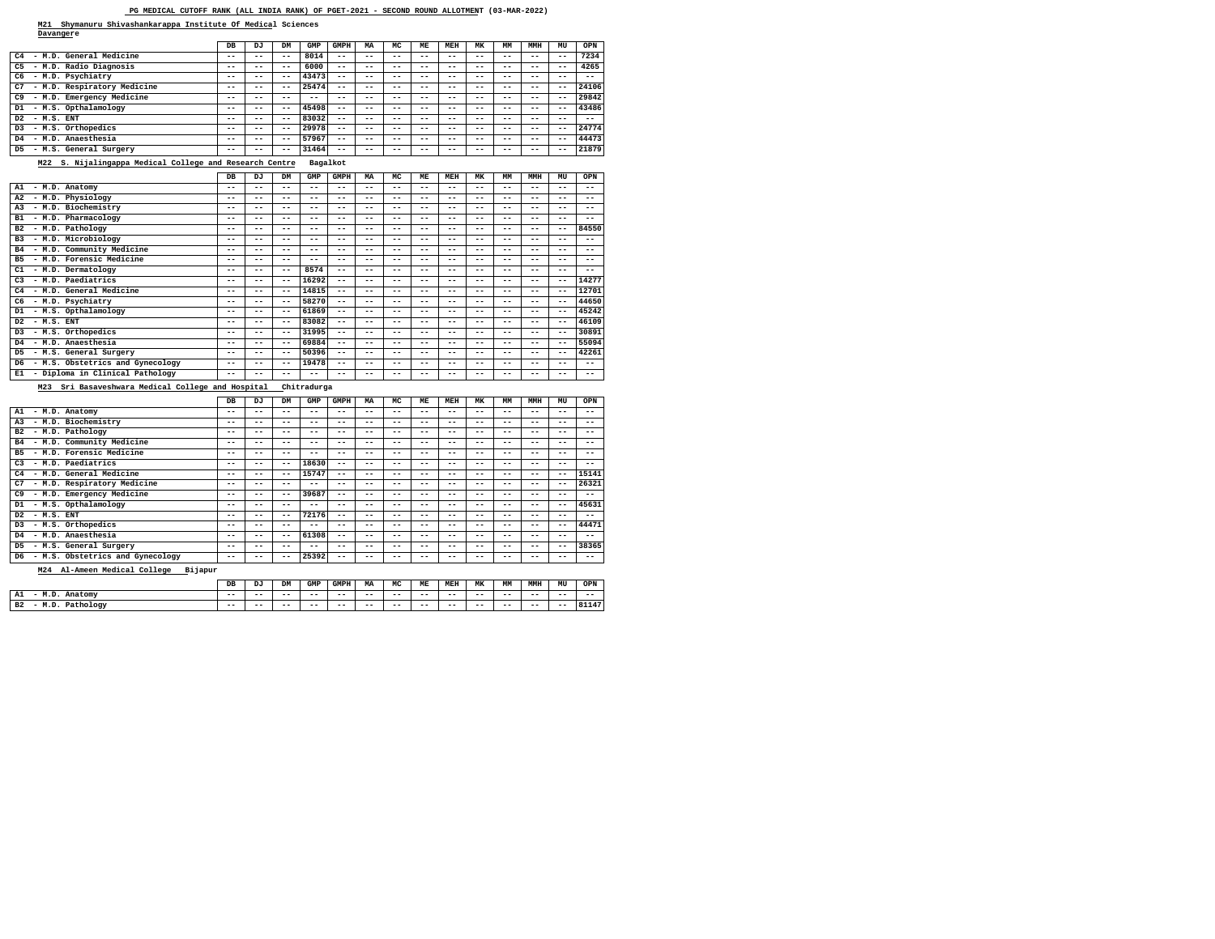PG MEDICAL CUTOFF RANK (ALL INDIA RANK) OF PGET-2021 - SECOND ROUND ALLOTMENT (03-MAR-2022)

**M21 Shymanuru Shivashankarappa Institute Of Medical Sciences Davangere**

| | DB | DJ | DM | GMP | GMPH | MA | MC | ME | MEH | MK | MM | MMH | MU | OPN |
|---|---|---|---|---|---|---|---|---|---|---|---|---|---|---|
| C4 - M.D. General Medicine | -- | -- | -- | 8014 | -- | -- | -- | -- | -- | -- | -- | -- | -- | 7234 |
| C5 - M.D. Radio Diagnosis | -- | -- | -- | 6000 | -- | -- | -- | -- | -- | -- | -- | -- | -- | 4265 |
| C6 - M.D. Psychiatry | -- | -- | -- | 43473 | -- | -- | -- | -- | -- | -- | -- | -- | -- | -- |
| C7 - M.D. Respiratory Medicine | -- | -- | -- | 25474 | -- | -- | -- | -- | -- | -- | -- | -- | -- | 24106 |
| C9 - M.D. Emergency Medicine | -- | -- | -- | -- | -- | -- | -- | -- | -- | -- | -- | -- | -- | 29842 |
| D1 - M.S. Opthalamology | -- | -- | -- | 45498 | -- | -- | -- | -- | -- | -- | -- | -- | -- | 43486 |
| D2 - M.S. ENT | -- | -- | -- | 83032 | -- | -- | -- | -- | -- | -- | -- | -- | -- | -- |
| D3 - M.S. Orthopedics | -- | -- | -- | 29978 | -- | -- | -- | -- | -- | -- | -- | -- | -- | 24774 |
| D4 - M.D. Anaesthesia | -- | -- | -- | 57967 | -- | -- | -- | -- | -- | -- | -- | -- | -- | 44473 |
| D5 - M.S. General Surgery | -- | -- | -- | 31464 | -- | -- | -- | -- | -- | -- | -- | -- | -- | 21879 |

**M22 S. Nijalingappa Medical College and Research Centre Bagalkot**

| | DB | DJ | DM | GMP | GMPH | MA | MC | ME | MEH | MK | MM | MMH | MU | OPN |
|---|---|---|---|---|---|---|---|---|---|---|---|---|---|---|
| A1 - M.D. Anatomy | -- | -- | -- | -- | -- | -- | -- | -- | -- | -- | -- | -- | -- | -- |
| A2 - M.D. Physiology | -- | -- | -- | -- | -- | -- | -- | -- | -- | -- | -- | -- | -- | -- |
| A3 - M.D. Biochemistry | -- | -- | -- | -- | -- | -- | -- | -- | -- | -- | -- | -- | -- | -- |
| B1 - M.D. Pharmacology | -- | -- | -- | -- | -- | -- | -- | -- | -- | -- | -- | -- | -- | -- |
| B2 - M.D. Pathology | -- | -- | -- | -- | -- | -- | -- | -- | -- | -- | -- | -- | -- | 84550 |
| B3 - M.D. Microbiology | -- | -- | -- | -- | -- | -- | -- | -- | -- | -- | -- | -- | -- | -- |
| B4 - M.D. Community Medicine | -- | -- | -- | -- | -- | -- | -- | -- | -- | -- | -- | -- | -- | -- |
| B5 - M.D. Forensic Medicine | -- | -- | -- | -- | -- | -- | -- | -- | -- | -- | -- | -- | -- | -- |
| C1 - M.D. Dermatology | -- | -- | -- | 8574 | -- | -- | -- | -- | -- | -- | -- | -- | -- | -- |
| C3 - M.D. Paediatrics | -- | -- | -- | 16292 | -- | -- | -- | -- | -- | -- | -- | -- | -- | 14277 |
| C4 - M.D. General Medicine | -- | -- | -- | 14815 | -- | -- | -- | -- | -- | -- | -- | -- | -- | 12701 |
| C6 - M.D. Psychiatry | -- | -- | -- | 58270 | -- | -- | -- | -- | -- | -- | -- | -- | -- | 44650 |
| D1 - M.S. Opthalamology | -- | -- | -- | 61869 | -- | -- | -- | -- | -- | -- | -- | -- | -- | 45242 |
| D2 - M.S. ENT | -- | -- | -- | 83082 | -- | -- | -- | -- | -- | -- | -- | -- | -- | 46109 |
| D3 - M.S. Orthopedics | -- | -- | -- | 31995 | -- | -- | -- | -- | -- | -- | -- | -- | -- | 30891 |
| D4 - M.D. Anaesthesia | -- | -- | -- | 69884 | -- | -- | -- | -- | -- | -- | -- | -- | -- | 55094 |
| D5 - M.S. General Surgery | -- | -- | -- | 50396 | -- | -- | -- | -- | -- | -- | -- | -- | -- | 42261 |
| D6 - M.S. Obstetrics and Gynecology | -- | -- | -- | 19478 | -- | -- | -- | -- | -- | -- | -- | -- | -- | -- |
| E1 - Diploma in Clinical Pathology | -- | -- | -- | -- | -- | -- | -- | -- | -- | -- | -- | -- | -- | -- |

**M23 Sri Basaveshwara Medical College and Hospital Chitradurga**

| | DB | DJ | DM | GMP | GMPH | MA | MC | ME | MEH | MK | MM | MMH | MU | OPN |
|---|---|---|---|---|---|---|---|---|---|---|---|---|---|---|
| A1 - M.D. Anatomy | -- | -- | -- | -- | -- | -- | -- | -- | -- | -- | -- | -- | -- | -- |
| A3 - M.D. Biochemistry | -- | -- | -- | -- | -- | -- | -- | -- | -- | -- | -- | -- | -- | -- |
| B2 - M.D. Pathology | -- | -- | -- | -- | -- | -- | -- | -- | -- | -- | -- | -- | -- | -- |
| B4 - M.D. Community Medicine | -- | -- | -- | -- | -- | -- | -- | -- | -- | -- | -- | -- | -- | -- |
| B5 - M.D. Forensic Medicine | -- | -- | -- | -- | -- | -- | -- | -- | -- | -- | -- | -- | -- | -- |
| C3 - M.D. Paediatrics | -- | -- | -- | 18630 | -- | -- | -- | -- | -- | -- | -- | -- | -- | -- |
| C4 - M.D. General Medicine | -- | -- | -- | 15747 | -- | -- | -- | -- | -- | -- | -- | -- | -- | 15141 |
| C7 - M.D. Respiratory Medicine | -- | -- | -- | -- | -- | -- | -- | -- | -- | -- | -- | -- | -- | 26321 |
| C9 - M.D. Emergency Medicine | -- | -- | -- | 39687 | -- | -- | -- | -- | -- | -- | -- | -- | -- | -- |
| D1 - M.S. Opthalamology | -- | -- | -- | -- | -- | -- | -- | -- | -- | -- | -- | -- | -- | 45631 |
| D2 - M.S. ENT | -- | -- | -- | 72176 | -- | -- | -- | -- | -- | -- | -- | -- | -- | -- |
| D3 - M.S. Orthopedics | -- | -- | -- | -- | -- | -- | -- | -- | -- | -- | -- | -- | -- | 44471 |
| D4 - M.D. Anaesthesia | -- | -- | -- | 61308 | -- | -- | -- | -- | -- | -- | -- | -- | -- | -- |
| D5 - M.S. General Surgery | -- | -- | -- | -- | -- | -- | -- | -- | -- | -- | -- | -- | -- | 38365 |
| D6 - M.S. Obstetrics and Gynecology | -- | -- | -- | 25392 | -- | -- | -- | -- | -- | -- | -- | -- | -- | -- |

**M24 Al-Ameen Medical College Bijapur**

| | DB | DJ | DM | GMP | GMPH | MA | MC | ME | MEH | MK | MM | MMH | MU | OPN |
|---|---|---|---|---|---|---|---|---|---|---|---|---|---|---|
| A1 - M.D. Anatomy | -- | -- | -- | -- | -- | -- | -- | -- | -- | -- | -- | -- | -- | -- |
| B2 - M.D. Pathology | -- | -- | -- | -- | -- | -- | -- | -- | -- | -- | -- | -- | -- | 81147 |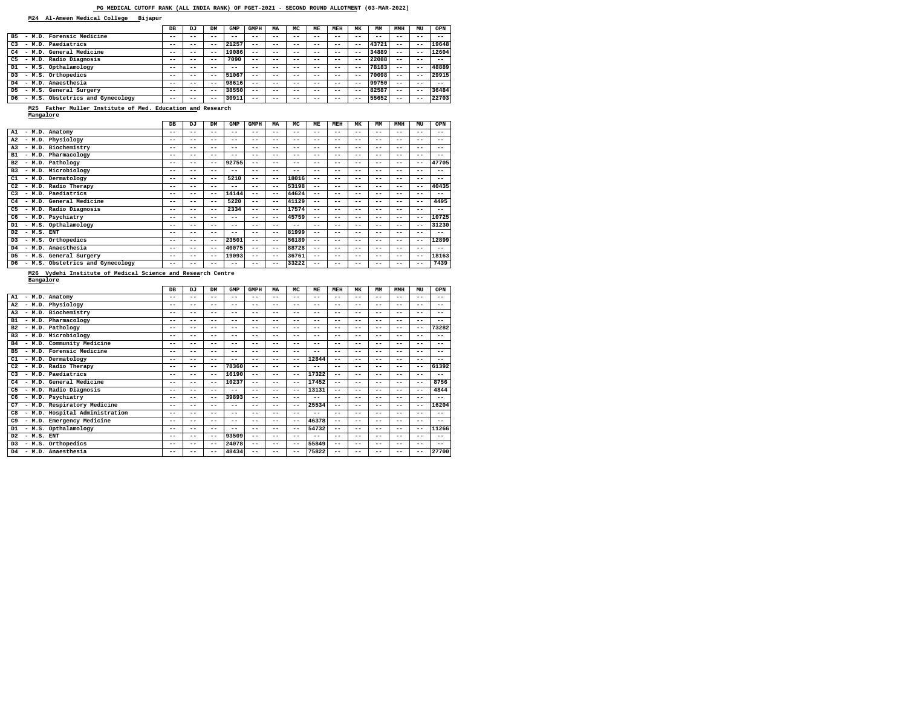## PG MEDICAL CUTOFF RANK (ALL INDIA RANK) OF PGET-2021 - SECOND ROUND ALLOTMENT (03-MAR-2022)

### M24 Al-Ameen Medical College Bijapur

| | DB | DJ | DM | GMP | GMPH | MA | MC | ME | MEH | MK | MM | MMH | MU | OPN |
|---|---|---|---|---|---|---|---|---|---|---|---|---|---|---|
| B5 - M.D. Forensic Medicine | -- | -- | -- | -- | -- | -- | -- | -- | -- | -- | -- | -- | -- | -- |
| C3 - M.D. Paediatrics | -- | -- | -- | 21257 | -- | -- | -- | -- | -- | -- | 43721 | -- | -- | 19648 |
| C4 - M.D. General Medicine | -- | -- | -- | 19086 | -- | -- | -- | -- | -- | -- | 34889 | -- | -- | 12604 |
| C5 - M.D. Radio Diagnosis | -- | -- | -- | 7090 | -- | -- | -- | -- | -- | -- | 22088 | -- | -- | -- |
| D1 - M.S. Opthalamology | -- | -- | -- | -- | -- | -- | -- | -- | -- | -- | 78183 | -- | -- | 48889 |
| D3 - M.S. Orthopedics | -- | -- | -- | 51067 | -- | -- | -- | -- | -- | -- | 70098 | -- | -- | 29915 |
| D4 - M.D. Anaesthesia | -- | -- | -- | 98616 | -- | -- | -- | -- | -- | -- | 99750 | -- | -- | -- |
| D5 - M.S. General Surgery | -- | -- | -- | 38550 | -- | -- | -- | -- | -- | -- | 82587 | -- | -- | 36484 |
| D6 - M.S. Obstetrics and Gynecology | -- | -- | -- | 30911 | -- | -- | -- | -- | -- | -- | 55652 | -- | -- | 22703 |

### M25 Father Muller Institute of Med. Education and Research Mangalore

| | DB | DJ | DM | GMP | GMPH | MA | MC | ME | MEH | MK | MM | MMH | MU | OPN |
|---|---|---|---|---|---|---|---|---|---|---|---|---|---|---|
| A1 - M.D. Anatomy | -- | -- | -- | -- | -- | -- | -- | -- | -- | -- | -- | -- | -- | -- |
| A2 - M.D. Physiology | -- | -- | -- | -- | -- | -- | -- | -- | -- | -- | -- | -- | -- | -- |
| A3 - M.D. Biochemistry | -- | -- | -- | -- | -- | -- | -- | -- | -- | -- | -- | -- | -- | -- |
| B1 - M.D. Pharmacology | -- | -- | -- | -- | -- | -- | -- | -- | -- | -- | -- | -- | -- | -- |
| B2 - M.D. Pathology | -- | -- | -- | 92755 | -- | -- | -- | -- | -- | -- | -- | -- | -- | 47705 |
| B3 - M.D. Microbiology | -- | -- | -- | -- | -- | -- | -- | -- | -- | -- | -- | -- | -- | -- |
| C1 - M.D. Dermatology | -- | -- | -- | 5210 | -- | -- | 18016 | -- | -- | -- | -- | -- | -- | -- |
| C2 - M.D. Radio Therapy | -- | -- | -- | -- | -- | -- | 53198 | -- | -- | -- | -- | -- | -- | 40435 |
| C3 - M.D. Paediatrics | -- | -- | -- | 14144 | -- | -- | 44624 | -- | -- | -- | -- | -- | -- | -- |
| C4 - M.D. General Medicine | -- | -- | -- | 5220 | -- | -- | 41129 | -- | -- | -- | -- | -- | -- | 4495 |
| C5 - M.D. Radio Diagnosis | -- | -- | -- | 2334 | -- | -- | 17574 | -- | -- | -- | -- | -- | -- | -- |
| C6 - M.D. Psychiatry | -- | -- | -- | -- | -- | -- | 45759 | -- | -- | -- | -- | -- | -- | 10725 |
| D1 - M.S. Opthalamology | -- | -- | -- | -- | -- | -- | -- | -- | -- | -- | -- | -- | -- | 31230 |
| D2 - M.S. ENT | -- | -- | -- | -- | -- | -- | 81999 | -- | -- | -- | -- | -- | -- | -- |
| D3 - M.S. Orthopedics | -- | -- | -- | 23501 | -- | -- | 56189 | -- | -- | -- | -- | -- | -- | 12899 |
| D4 - M.D. Anaesthesia | -- | -- | -- | 40075 | -- | -- | 88728 | -- | -- | -- | -- | -- | -- | -- |
| D5 - M.S. General Surgery | -- | -- | -- | 19093 | -- | -- | 36761 | -- | -- | -- | -- | -- | -- | 18163 |
| D6 - M.S. Obstetrics and Gynecology | -- | -- | -- | -- | -- | -- | 33222 | -- | -- | -- | -- | -- | -- | 7439 |

### M26 Vydehi Institute of Medical Science and Research Centre Bangalore

| | DB | DJ | DM | GMP | GMPH | MA | MC | ME | MEH | MK | MM | MMH | MU | OPN |
|---|---|---|---|---|---|---|---|---|---|---|---|---|---|---|
| A1 - M.D. Anatomy | -- | -- | -- | -- | -- | -- | -- | -- | -- | -- | -- | -- | -- | -- |
| A2 - M.D. Physiology | -- | -- | -- | -- | -- | -- | -- | -- | -- | -- | -- | -- | -- | -- |
| A3 - M.D. Biochemistry | -- | -- | -- | -- | -- | -- | -- | -- | -- | -- | -- | -- | -- | -- |
| B1 - M.D. Pharmacology | -- | -- | -- | -- | -- | -- | -- | -- | -- | -- | -- | -- | -- | -- |
| B2 - M.D. Pathology | -- | -- | -- | -- | -- | -- | -- | -- | -- | -- | -- | -- | -- | 73282 |
| B3 - M.D. Microbiology | -- | -- | -- | -- | -- | -- | -- | -- | -- | -- | -- | -- | -- | -- |
| B4 - M.D. Community Medicine | -- | -- | -- | -- | -- | -- | -- | -- | -- | -- | -- | -- | -- | -- |
| B5 - M.D. Forensic Medicine | -- | -- | -- | -- | -- | -- | -- | -- | -- | -- | -- | -- | -- | -- |
| C1 - M.D. Dermatology | -- | -- | -- | -- | -- | -- | -- | 12844 | -- | -- | -- | -- | -- | -- |
| C2 - M.D. Radio Therapy | -- | -- | -- | 78360 | -- | -- | -- | -- | -- | -- | -- | -- | -- | 61392 |
| C3 - M.D. Paediatrics | -- | -- | -- | 16190 | -- | -- | -- | 17322 | -- | -- | -- | -- | -- | -- |
| C4 - M.D. General Medicine | -- | -- | -- | 10237 | -- | -- | -- | 17452 | -- | -- | -- | -- | -- | 8756 |
| C5 - M.D. Radio Diagnosis | -- | -- | -- | -- | -- | -- | -- | 13131 | -- | -- | -- | -- | -- | 4844 |
| C6 - M.D. Psychiatry | -- | -- | -- | 39893 | -- | -- | -- | -- | -- | -- | -- | -- | -- | -- |
| C7 - M.D. Respiratory Medicine | -- | -- | -- | -- | -- | -- | -- | 25534 | -- | -- | -- | -- | -- | 16204 |
| C8 - M.D. Hospital Administration | -- | -- | -- | -- | -- | -- | -- | -- | -- | -- | -- | -- | -- | -- |
| C9 - M.D. Emergency Medicine | -- | -- | -- | -- | -- | -- | -- | 46378 | -- | -- | -- | -- | -- | -- |
| D1 - M.S. Opthalamology | -- | -- | -- | -- | -- | -- | -- | 54732 | -- | -- | -- | -- | -- | 11266 |
| D2 - M.S. ENT | -- | -- | -- | 93509 | -- | -- | -- | -- | -- | -- | -- | -- | -- | -- |
| D3 - M.S. Orthopedics | -- | -- | -- | 24078 | -- | -- | -- | 55849 | -- | -- | -- | -- | -- | -- |
| D4 - M.D. Anaesthesia | -- | -- | -- | 48434 | -- | -- | -- | 75822 | -- | -- | -- | -- | -- | 27700 |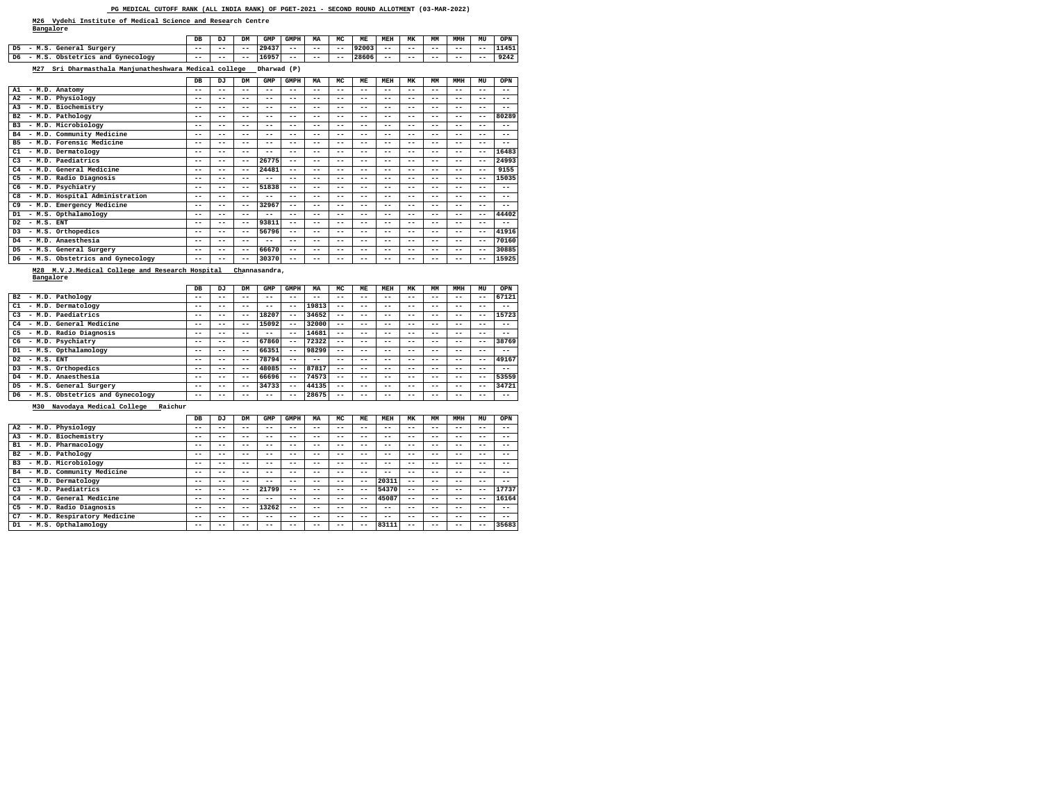PG MEDICAL CUTOFF RANK (ALL INDIA RANK) OF PGET-2021 - SECOND ROUND ALLOTMENT (03-MAR-2022)

**M26 Vydehi Institute of Medical Science and Research Centre Bangalore**

| | DB | DJ | DM | GMP | GMPH | MA | MC | ME | MEH | MK | MM | MMH | MU | OPN |
|---|---|---|---|---|---|---|---|---|---|---|---|---|---|---|
| D5 - M.S. General Surgery | -- | -- | -- | 29437 | -- | -- | -- | 92003 | -- | -- | -- | -- | -- | 11451 |
| D6 - M.S. Obstetrics and Gynecology | -- | -- | -- | 16957 | -- | -- | -- | 28606 | -- | -- | -- | -- | -- | 9242 |

**M27 Sri Dharmasthala Manjunatheshwara Medical college Dharwad (P)**

| | DB | DJ | DM | GMP | GMPH | MA | MC | ME | MEH | MK | MM | MMH | MU | OPN |
|---|---|---|---|---|---|---|---|---|---|---|---|---|---|---|
| A1 - M.D. Anatomy | -- | -- | -- | -- | -- | -- | -- | -- | -- | -- | -- | -- | -- | -- |
| A2 - M.D. Physiology | -- | -- | -- | -- | -- | -- | -- | -- | -- | -- | -- | -- | -- | -- |
| A3 - M.D. Biochemistry | -- | -- | -- | -- | -- | -- | -- | -- | -- | -- | -- | -- | -- | -- |
| B2 - M.D. Pathology | -- | -- | -- | -- | -- | -- | -- | -- | -- | -- | -- | -- | -- | 80289 |
| B3 - M.D. Microbiology | -- | -- | -- | -- | -- | -- | -- | -- | -- | -- | -- | -- | -- | -- |
| B4 - M.D. Community Medicine | -- | -- | -- | -- | -- | -- | -- | -- | -- | -- | -- | -- | -- | -- |
| B5 - M.D. Forensic Medicine | -- | -- | -- | -- | -- | -- | -- | -- | -- | -- | -- | -- | -- | -- |
| C1 - M.D. Dermatology | -- | -- | -- | -- | -- | -- | -- | -- | -- | -- | -- | -- | -- | 16483 |
| C3 - M.D. Paediatrics | -- | -- | -- | 26775 | -- | -- | -- | -- | -- | -- | -- | -- | -- | 24993 |
| C4 - M.D. General Medicine | -- | -- | -- | 24481 | -- | -- | -- | -- | -- | -- | -- | -- | -- | 9155 |
| C5 - M.D. Radio Diagnosis | -- | -- | -- | -- | -- | -- | -- | -- | -- | -- | -- | -- | -- | 15035 |
| C6 - M.D. Psychiatry | -- | -- | -- | 51838 | -- | -- | -- | -- | -- | -- | -- | -- | -- | -- |
| C8 - M.D. Hospital Administration | -- | -- | -- | -- | -- | -- | -- | -- | -- | -- | -- | -- | -- | -- |
| C9 - M.D. Emergency Medicine | -- | -- | -- | 32967 | -- | -- | -- | -- | -- | -- | -- | -- | -- | -- |
| D1 - M.S. Opthalamology | -- | -- | -- | -- | -- | -- | -- | -- | -- | -- | -- | -- | -- | 44402 |
| D2 - M.S. ENT | -- | -- | -- | 93811 | -- | -- | -- | -- | -- | -- | -- | -- | -- | -- |
| D3 - M.S. Orthopedics | -- | -- | -- | 56796 | -- | -- | -- | -- | -- | -- | -- | -- | -- | 41916 |
| D4 - M.D. Anaesthesia | -- | -- | -- | -- | -- | -- | -- | -- | -- | -- | -- | -- | -- | 70160 |
| D5 - M.S. General Surgery | -- | -- | -- | 66670 | -- | -- | -- | -- | -- | -- | -- | -- | -- | 30885 |
| D6 - M.S. Obstetrics and Gynecology | -- | -- | -- | 30370 | -- | -- | -- | -- | -- | -- | -- | -- | -- | 15925 |

**M28 M.V.J.Medical College and Research Hospital Channasandra, Bangalore**

| | DB | DJ | DM | GMP | GMPH | MA | MC | ME | MEH | MK | MM | MMH | MU | OPN |
|---|---|---|---|---|---|---|---|---|---|---|---|---|---|---|
| B2 - M.D. Pathology | -- | -- | -- | -- | -- | -- | -- | -- | -- | -- | -- | -- | -- | 67121 |
| C1 - M.D. Dermatology | -- | -- | -- | -- | -- | 19813 | -- | -- | -- | -- | -- | -- | -- | -- |
| C3 - M.D. Paediatrics | -- | -- | -- | 18207 | -- | 34652 | -- | -- | -- | -- | -- | -- | -- | 15723 |
| C4 - M.D. General Medicine | -- | -- | -- | 15092 | -- | 32000 | -- | -- | -- | -- | -- | -- | -- | -- |
| C5 - M.D. Radio Diagnosis | -- | -- | -- | -- | -- | 14681 | -- | -- | -- | -- | -- | -- | -- | -- |
| C6 - M.D. Psychiatry | -- | -- | -- | 67860 | -- | 72322 | -- | -- | -- | -- | -- | -- | -- | 38769 |
| D1 - M.S. Opthalamology | -- | -- | -- | 66351 | -- | 98299 | -- | -- | -- | -- | -- | -- | -- | -- |
| D2 - M.S. ENT | -- | -- | -- | 78794 | -- | -- | -- | -- | -- | -- | -- | -- | -- | 49167 |
| D3 - M.S. Orthopedics | -- | -- | -- | 48085 | -- | 87817 | -- | -- | -- | -- | -- | -- | -- | -- |
| D4 - M.D. Anaesthesia | -- | -- | -- | 66696 | -- | 74573 | -- | -- | -- | -- | -- | -- | -- | 53559 |
| D5 - M.S. General Surgery | -- | -- | -- | 34733 | -- | 44135 | -- | -- | -- | -- | -- | -- | -- | 34721 |
| D6 - M.S. Obstetrics and Gynecology | -- | -- | -- | -- | -- | 28675 | -- | -- | -- | -- | -- | -- | -- | -- |

**M30 Navodaya Medical College Raichur**

| | DB | DJ | DM | GMP | GMPH | MA | MC | ME | MEH | MK | MM | MMH | MU | OPN |
|---|---|---|---|---|---|---|---|---|---|---|---|---|---|---|
| A2 - M.D. Physiology | -- | -- | -- | -- | -- | -- | -- | -- | -- | -- | -- | -- | -- | -- |
| A3 - M.D. Biochemistry | -- | -- | -- | -- | -- | -- | -- | -- | -- | -- | -- | -- | -- | -- |
| B1 - M.D. Pharmacology | -- | -- | -- | -- | -- | -- | -- | -- | -- | -- | -- | -- | -- | -- |
| B2 - M.D. Pathology | -- | -- | -- | -- | -- | -- | -- | -- | -- | -- | -- | -- | -- | -- |
| B3 - M.D. Microbiology | -- | -- | -- | -- | -- | -- | -- | -- | -- | -- | -- | -- | -- | -- |
| B4 - M.D. Community Medicine | -- | -- | -- | -- | -- | -- | -- | -- | -- | -- | -- | -- | -- | -- |
| C1 - M.D. Dermatology | -- | -- | -- | -- | -- | -- | -- | -- | 20311 | -- | -- | -- | -- | -- |
| C3 - M.D. Paediatrics | -- | -- | -- | 21799 | -- | -- | -- | -- | 54370 | -- | -- | -- | -- | 17737 |
| C4 - M.D. General Medicine | -- | -- | -- | -- | -- | -- | -- | -- | 45087 | -- | -- | -- | -- | 16164 |
| C5 - M.D. Radio Diagnosis | -- | -- | -- | 13262 | -- | -- | -- | -- | -- | -- | -- | -- | -- | -- |
| C7 - M.D. Respiratory Medicine | -- | -- | -- | -- | -- | -- | -- | -- | -- | -- | -- | -- | -- | -- |
| D1 - M.S. Opthalamology | -- | -- | -- | -- | -- | -- | -- | -- | 83111 | -- | -- | -- | -- | 35683 |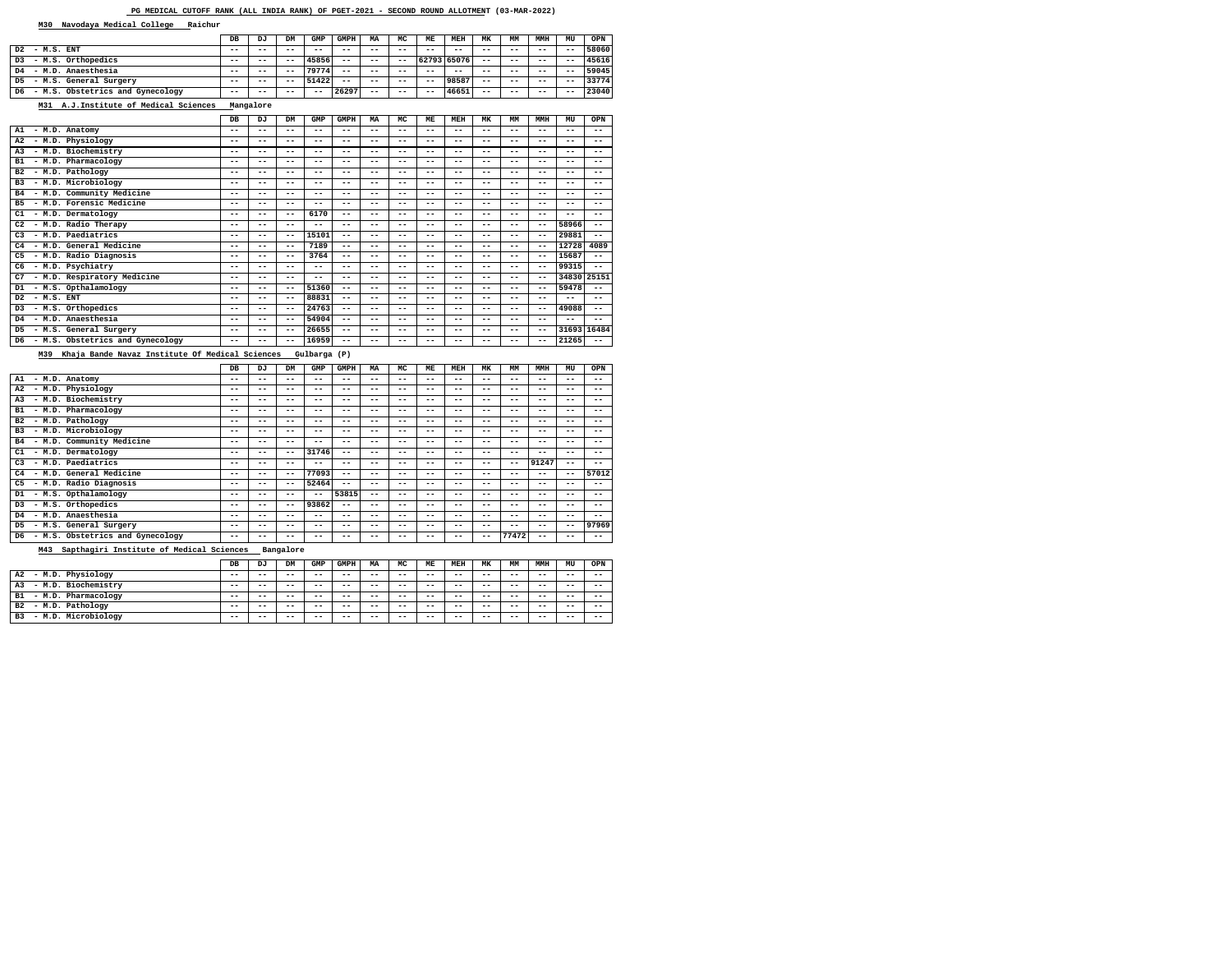PG MEDICAL CUTOFF RANK (ALL INDIA RANK) OF PGET-2021 - SECOND ROUND ALLOTMENT (03-MAR-2022)

**M30 Navodaya Medical College Raichur**

| | DB | DJ | DM | GMP | GMPH | MA | MC | ME | MEH | MK | MM | MMH | MU | OPN |
|---|---|---|---|---|---|---|---|---|---|---|---|---|---|---|
| D2 - M.S. ENT | -- | -- | -- | -- | -- | -- | -- | -- | -- | -- | -- | -- | -- | 58060 |
| D3 - M.S. Orthopedics | -- | -- | -- | 45856 | -- | -- | -- | 62793 | 65076 | -- | -- | -- | -- | 45616 |
| D4 - M.D. Anaesthesia | -- | -- | -- | 79774 | -- | -- | -- | -- | -- | -- | -- | -- | -- | 59045 |
| D5 - M.S. General Surgery | -- | -- | -- | 51422 | -- | -- | -- | -- | 98587 | -- | -- | -- | -- | 33774 |
| D6 - M.S. Obstetrics and Gynecology | -- | -- | -- | -- | 26297 | -- | -- | -- | 46651 | -- | -- | -- | -- | 23040 |

**M31 A.J.Institute of Medical Sciences Mangalore**

| | DB | DJ | DM | GMP | GMPH | MA | MC | ME | MEH | MK | MM | MMH | MU | OPN |
|---|---|---|---|---|---|---|---|---|---|---|---|---|---|---|
| A1 - M.D. Anatomy | -- | -- | -- | -- | -- | -- | -- | -- | -- | -- | -- | -- | -- | -- |
| A2 - M.D. Physiology | -- | -- | -- | -- | -- | -- | -- | -- | -- | -- | -- | -- | -- | -- |
| A3 - M.D. Biochemistry | -- | -- | -- | -- | -- | -- | -- | -- | -- | -- | -- | -- | -- | -- |
| B1 - M.D. Pharmacology | -- | -- | -- | -- | -- | -- | -- | -- | -- | -- | -- | -- | -- | -- |
| B2 - M.D. Pathology | -- | -- | -- | -- | -- | -- | -- | -- | -- | -- | -- | -- | -- | -- |
| B3 - M.D. Microbiology | -- | -- | -- | -- | -- | -- | -- | -- | -- | -- | -- | -- | -- | -- |
| B4 - M.D. Community Medicine | -- | -- | -- | -- | -- | -- | -- | -- | -- | -- | -- | -- | -- | -- |
| B5 - M.D. Forensic Medicine | -- | -- | -- | -- | -- | -- | -- | -- | -- | -- | -- | -- | -- | -- |
| C1 - M.D. Dermatology | -- | -- | -- | 6170 | -- | -- | -- | -- | -- | -- | -- | -- | -- | -- |
| C2 - M.D. Radio Therapy | -- | -- | -- | -- | -- | -- | -- | -- | -- | -- | -- | -- | 58966 | -- |
| C3 - M.D. Paediatrics | -- | -- | -- | 15101 | -- | -- | -- | -- | -- | -- | -- | -- | 29881 | -- |
| C4 - M.D. General Medicine | -- | -- | -- | 7189 | -- | -- | -- | -- | -- | -- | -- | -- | 12728 | 4089 |
| C5 - M.D. Radio Diagnosis | -- | -- | -- | 3764 | -- | -- | -- | -- | -- | -- | -- | -- | 15687 | -- |
| C6 - M.D. Psychiatry | -- | -- | -- | -- | -- | -- | -- | -- | -- | -- | -- | -- | 99315 | -- |
| C7 - M.D. Respiratory Medicine | -- | -- | -- | -- | -- | -- | -- | -- | -- | -- | -- | -- | 34830 | 25151 |
| D1 - M.S. Opthalamology | -- | -- | -- | 51360 | -- | -- | -- | -- | -- | -- | -- | -- | 59478 | -- |
| D2 - M.S. ENT | -- | -- | -- | 88831 | -- | -- | -- | -- | -- | -- | -- | -- | -- | -- |
| D3 - M.S. Orthopedics | -- | -- | -- | 24763 | -- | -- | -- | -- | -- | -- | -- | -- | 49088 | -- |
| D4 - M.D. Anaesthesia | -- | -- | -- | 54904 | -- | -- | -- | -- | -- | -- | -- | -- | -- | -- |
| D5 - M.S. General Surgery | -- | -- | -- | 26655 | -- | -- | -- | -- | -- | -- | -- | -- | 31693 | 16484 |
| D6 - M.S. Obstetrics and Gynecology | -- | -- | -- | 16959 | -- | -- | -- | -- | -- | -- | -- | -- | 21265 | -- |

**M39 Khaja Bande Navaz Institute Of Medical Sciences Gulbarga (P)**

| | DB | DJ | DM | GMP | GMPH | MA | MC | ME | MEH | MK | MM | MMH | MU | OPN |
|---|---|---|---|---|---|---|---|---|---|---|---|---|---|---|
| A1 - M.D. Anatomy | -- | -- | -- | -- | -- | -- | -- | -- | -- | -- | -- | -- | -- | -- |
| A2 - M.D. Physiology | -- | -- | -- | -- | -- | -- | -- | -- | -- | -- | -- | -- | -- | -- |
| A3 - M.D. Biochemistry | -- | -- | -- | -- | -- | -- | -- | -- | -- | -- | -- | -- | -- | -- |
| B1 - M.D. Pharmacology | -- | -- | -- | -- | -- | -- | -- | -- | -- | -- | -- | -- | -- | -- |
| B2 - M.D. Pathology | -- | -- | -- | -- | -- | -- | -- | -- | -- | -- | -- | -- | -- | -- |
| B3 - M.D. Microbiology | -- | -- | -- | -- | -- | -- | -- | -- | -- | -- | -- | -- | -- | -- |
| B4 - M.D. Community Medicine | -- | -- | -- | -- | -- | -- | -- | -- | -- | -- | -- | -- | -- | -- |
| C1 - M.D. Dermatology | -- | -- | -- | 31746 | -- | -- | -- | -- | -- | -- | -- | -- | -- | -- |
| C3 - M.D. Paediatrics | -- | -- | -- | -- | -- | -- | -- | -- | -- | -- | -- | 91247 | -- | -- |
| C4 - M.D. General Medicine | -- | -- | -- | 77093 | -- | -- | -- | -- | -- | -- | -- | -- | -- | 57012 |
| C5 - M.D. Radio Diagnosis | -- | -- | -- | 52464 | -- | -- | -- | -- | -- | -- | -- | -- | -- | -- |
| D1 - M.S. Opthalamology | -- | -- | -- | -- | 53815 | -- | -- | -- | -- | -- | -- | -- | -- | -- |
| D3 - M.S. Orthopedics | -- | -- | -- | 93862 | -- | -- | -- | -- | -- | -- | -- | -- | -- | -- |
| D4 - M.D. Anaesthesia | -- | -- | -- | -- | -- | -- | -- | -- | -- | -- | -- | -- | -- | -- |
| D5 - M.S. General Surgery | -- | -- | -- | -- | -- | -- | -- | -- | -- | -- | -- | -- | -- | 97969 |
| D6 - M.S. Obstetrics and Gynecology | -- | -- | -- | -- | -- | -- | -- | -- | -- | -- | 77472 | -- | -- | -- |

**M43 Sapthagiri Institute of Medical Sciences Bangalore**

| | DB | DJ | DM | GMP | GMPH | MA | MC | ME | MEH | MK | MM | MMH | MU | OPN |
|---|---|---|---|---|---|---|---|---|---|---|---|---|---|---|
| A2 - M.D. Physiology | -- | -- | -- | -- | -- | -- | -- | -- | -- | -- | -- | -- | -- | -- |
| A3 - M.D. Biochemistry | -- | -- | -- | -- | -- | -- | -- | -- | -- | -- | -- | -- | -- | -- |
| B1 - M.D. Pharmacology | -- | -- | -- | -- | -- | -- | -- | -- | -- | -- | -- | -- | -- | -- |
| B2 - M.D. Pathology | -- | -- | -- | -- | -- | -- | -- | -- | -- | -- | -- | -- | -- | -- |
| B3 - M.D. Microbiology | -- | -- | -- | -- | -- | -- | -- | -- | -- | -- | -- | -- | -- | -- |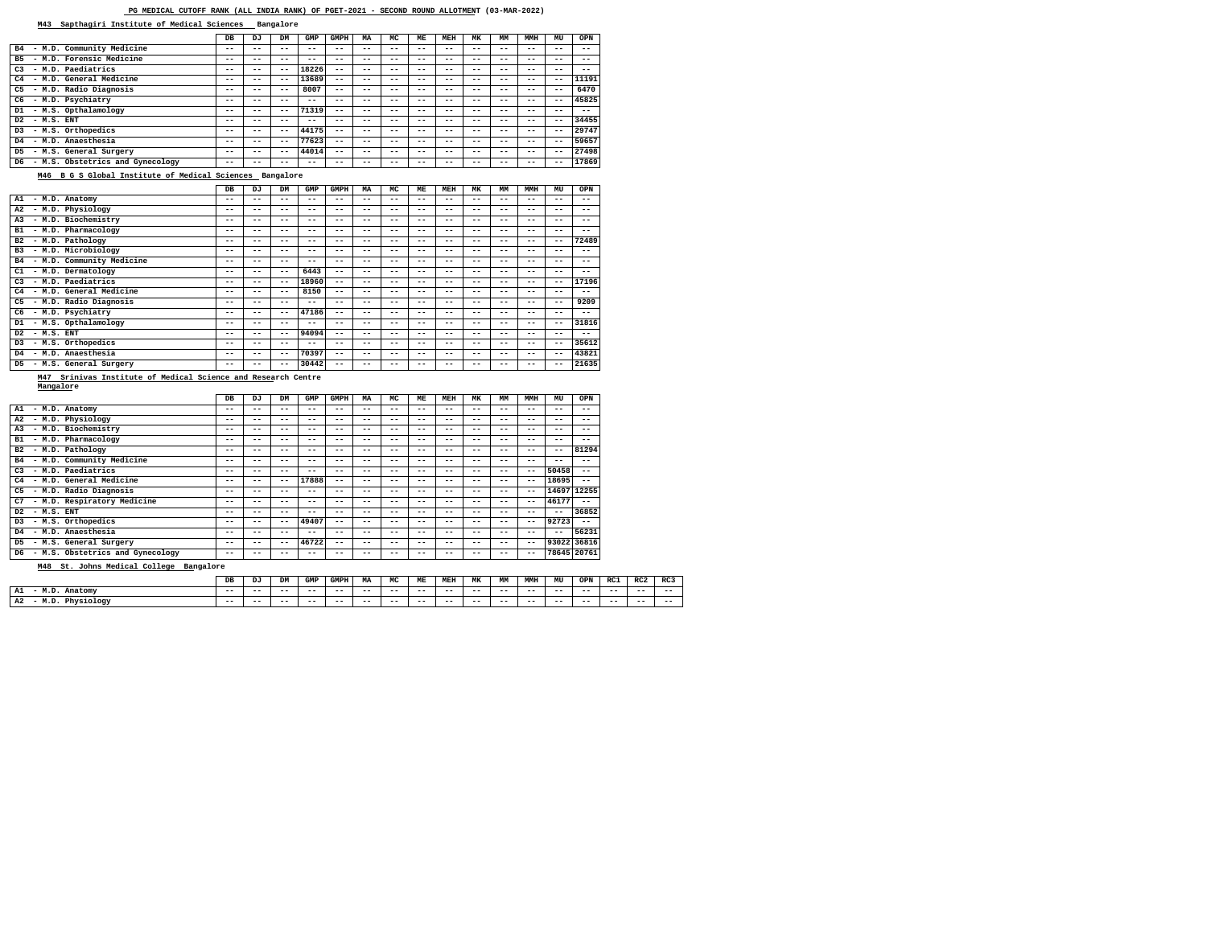## PG MEDICAL CUTOFF RANK (ALL INDIA RANK) OF PGET-2021 - SECOND ROUND ALLOTMENT (03-MAR-2022)

### M43 Sapthagiri Institute of Medical Sciences Bangalore

| | DB | DJ | DM | GMP | GMPH | MA | MC | ME | MEH | MK | MM | MMH | MU | OPN |
|---|---|---|---|---|---|---|---|---|---|---|---|---|---|---|
| B4 - M.D. Community Medicine | -- | -- | -- | -- | -- | -- | -- | -- | -- | -- | -- | -- | -- | -- |
| B5 - M.D. Forensic Medicine | -- | -- | -- | -- | -- | -- | -- | -- | -- | -- | -- | -- | -- | -- |
| C3 - M.D. Paediatrics | -- | -- | -- | 18226 | -- | -- | -- | -- | -- | -- | -- | -- | -- | -- |
| C4 - M.D. General Medicine | -- | -- | -- | 13689 | -- | -- | -- | -- | -- | -- | -- | -- | -- | 11191 |
| C5 - M.D. Radio Diagnosis | -- | -- | -- | 8007 | -- | -- | -- | -- | -- | -- | -- | -- | -- | 6470 |
| C6 - M.D. Psychiatry | -- | -- | -- | -- | -- | -- | -- | -- | -- | -- | -- | -- | -- | 45825 |
| D1 - M.S. Opthalamology | -- | -- | -- | 71319 | -- | -- | -- | -- | -- | -- | -- | -- | -- | -- |
| D2 - M.S. ENT | -- | -- | -- | -- | -- | -- | -- | -- | -- | -- | -- | -- | -- | 34455 |
| D3 - M.S. Orthopedics | -- | -- | -- | 44175 | -- | -- | -- | -- | -- | -- | -- | -- | -- | 29747 |
| D4 - M.D. Anaesthesia | -- | -- | -- | 77623 | -- | -- | -- | -- | -- | -- | -- | -- | -- | 59657 |
| D5 - M.S. General Surgery | -- | -- | -- | 44014 | -- | -- | -- | -- | -- | -- | -- | -- | -- | 27498 |
| D6 - M.S. Obstetrics and Gynecology | -- | -- | -- | -- | -- | -- | -- | -- | -- | -- | -- | -- | -- | 17869 |

### M46 B G S Global Institute of Medical Sciences Bangalore

| | DB | DJ | DM | GMP | GMPH | MA | MC | ME | MEH | MK | MM | MMH | MU | OPN |
|---|---|---|---|---|---|---|---|---|---|---|---|---|---|---|
| A1 - M.D. Anatomy | -- | -- | -- | -- | -- | -- | -- | -- | -- | -- | -- | -- | -- | -- |
| A2 - M.D. Physiology | -- | -- | -- | -- | -- | -- | -- | -- | -- | -- | -- | -- | -- | -- |
| A3 - M.D. Biochemistry | -- | -- | -- | -- | -- | -- | -- | -- | -- | -- | -- | -- | -- | -- |
| B1 - M.D. Pharmacology | -- | -- | -- | -- | -- | -- | -- | -- | -- | -- | -- | -- | -- | -- |
| B2 - M.D. Pathology | -- | -- | -- | -- | -- | -- | -- | -- | -- | -- | -- | -- | -- | 72489 |
| B3 - M.D. Microbiology | -- | -- | -- | -- | -- | -- | -- | -- | -- | -- | -- | -- | -- | -- |
| B4 - M.D. Community Medicine | -- | -- | -- | -- | -- | -- | -- | -- | -- | -- | -- | -- | -- | -- |
| C1 - M.D. Dermatology | -- | -- | -- | 6443 | -- | -- | -- | -- | -- | -- | -- | -- | -- | -- |
| C3 - M.D. Paediatrics | -- | -- | -- | 18960 | -- | -- | -- | -- | -- | -- | -- | -- | -- | 17196 |
| C4 - M.D. General Medicine | -- | -- | -- | 8150 | -- | -- | -- | -- | -- | -- | -- | -- | -- | -- |
| C5 - M.D. Radio Diagnosis | -- | -- | -- | -- | -- | -- | -- | -- | -- | -- | -- | -- | -- | 9209 |
| C6 - M.D. Psychiatry | -- | -- | -- | 47186 | -- | -- | -- | -- | -- | -- | -- | -- | -- | -- |
| D1 - M.S. Opthalamology | -- | -- | -- | -- | -- | -- | -- | -- | -- | -- | -- | -- | -- | 31816 |
| D2 - M.S. ENT | -- | -- | -- | 94094 | -- | -- | -- | -- | -- | -- | -- | -- | -- | -- |
| D3 - M.S. Orthopedics | -- | -- | -- | -- | -- | -- | -- | -- | -- | -- | -- | -- | -- | 35612 |
| D4 - M.D. Anaesthesia | -- | -- | -- | 70397 | -- | -- | -- | -- | -- | -- | -- | -- | -- | 43821 |
| D5 - M.S. General Surgery | -- | -- | -- | 30442 | -- | -- | -- | -- | -- | -- | -- | -- | -- | 21635 |

### M47 Srinivas Institute of Medical Science and Research Centre Mangalore

| | DB | DJ | DM | GMP | GMPH | MA | MC | ME | MEH | MK | MM | MMH | MU | OPN |
|---|---|---|---|---|---|---|---|---|---|---|---|---|---|---|
| A1 - M.D. Anatomy | -- | -- | -- | -- | -- | -- | -- | -- | -- | -- | -- | -- | -- | -- |
| A2 - M.D. Physiology | -- | -- | -- | -- | -- | -- | -- | -- | -- | -- | -- | -- | -- | -- |
| A3 - M.D. Biochemistry | -- | -- | -- | -- | -- | -- | -- | -- | -- | -- | -- | -- | -- | -- |
| B1 - M.D. Pharmacology | -- | -- | -- | -- | -- | -- | -- | -- | -- | -- | -- | -- | -- | -- |
| B2 - M.D. Pathology | -- | -- | -- | -- | -- | -- | -- | -- | -- | -- | -- | -- | -- | 81294 |
| B4 - M.D. Community Medicine | -- | -- | -- | -- | -- | -- | -- | -- | -- | -- | -- | -- | -- | -- |
| C3 - M.D. Paediatrics | -- | -- | -- | -- | -- | -- | -- | -- | -- | -- | -- | -- | 50458 | -- |
| C4 - M.D. General Medicine | -- | -- | -- | 17888 | -- | -- | -- | -- | -- | -- | -- | -- | 18695 | -- |
| C5 - M.D. Radio Diagnosis | -- | -- | -- | -- | -- | -- | -- | -- | -- | -- | -- | -- | 14697 | 12255 |
| C7 - M.D. Respiratory Medicine | -- | -- | -- | -- | -- | -- | -- | -- | -- | -- | -- | -- | 46177 | -- |
| D2 - M.S. ENT | -- | -- | -- | -- | -- | -- | -- | -- | -- | -- | -- | -- | -- | 36852 |
| D3 - M.S. Orthopedics | -- | -- | -- | 49407 | -- | -- | -- | -- | -- | -- | -- | -- | 92723 | -- |
| D4 - M.D. Anaesthesia | -- | -- | -- | -- | -- | -- | -- | -- | -- | -- | -- | -- | -- | 56231 |
| D5 - M.S. General Surgery | -- | -- | -- | 46722 | -- | -- | -- | -- | -- | -- | -- | -- | 93022 | 36816 |
| D6 - M.S. Obstetrics and Gynecology | -- | -- | -- | -- | -- | -- | -- | -- | -- | -- | -- | -- | 78645 | 20761 |

### M48 St. Johns Medical College Bangalore

| | DB | DJ | DM | GMP | GMPH | MA | MC | ME | MEH | MK | MM | MMH | MU | OPN | RC1 | RC2 | RC3 |
|---|---|---|---|---|---|---|---|---|---|---|---|---|---|---|---|---|---|
| A1 - M.D. Anatomy | -- | -- | -- | -- | -- | -- | -- | -- | -- | -- | -- | -- | -- | -- | -- | -- | -- |
| A2 - M.D. Physiology | -- | -- | -- | -- | -- | -- | -- | -- | -- | -- | -- | -- | -- | -- | -- | -- | -- |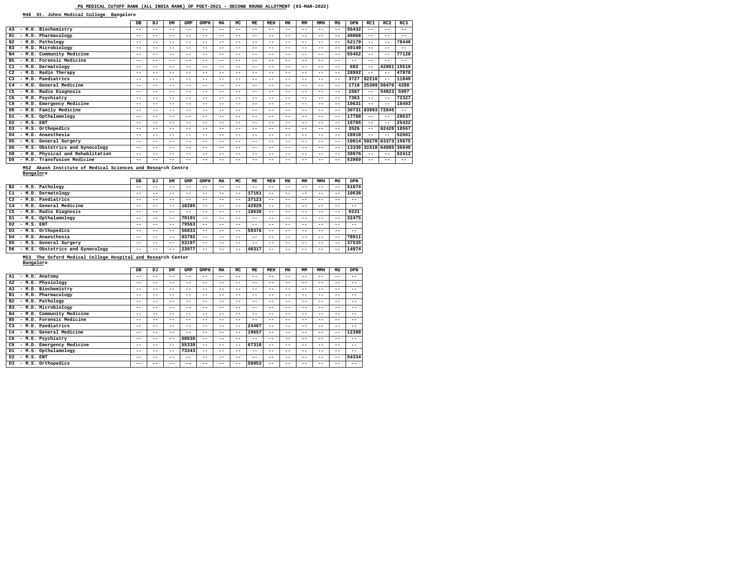PG MEDICAL CUTOFF RANK (ALL INDIA RANK) OF PGET-2021 - SECOND ROUND ALLOTMENT (03-MAR-2022)

**M48 St. Johns Medical College Bangalore**

| | DB | DJ | DM | GMP | GMPH | MA | MC | ME | MEH | MK | MM | MMH | MU | OPN | RC1 | RC2 | RC3 |
|---|---|---|---|---|---|---|---|---|---|---|---|---|---|---|---|---|---|
| A3 - M.D. Biochemistry | -- | -- | -- | -- | -- | -- | -- | -- | -- | -- | -- | -- | -- | 56432 | -- | -- | -- |
| B1 - M.D. Pharmacology | -- | -- | -- | -- | -- | -- | -- | -- | -- | -- | -- | -- | -- | 48068 | -- | -- | -- |
| B2 - M.D. Pathology | -- | -- | -- | -- | -- | -- | -- | -- | -- | -- | -- | -- | -- | 52179 | -- | -- | 78448 |
| B3 - M.D. Microbiology | -- | -- | -- | -- | -- | -- | -- | -- | -- | -- | -- | -- | -- | 49140 | -- | -- | -- |
| B4 - M.D. Community Medicine | -- | -- | -- | -- | -- | -- | -- | -- | -- | -- | -- | -- | -- | 55452 | -- | -- | 77128 |
| B5 - M.D. Forensic Medicine | -- | -- | -- | -- | -- | -- | -- | -- | -- | -- | -- | -- | -- | -- | -- | -- | -- |
| C1 - M.D. Dermatology | -- | -- | -- | -- | -- | -- | -- | -- | -- | -- | -- | -- | -- | 682 | -- | 42861 | 15519 |
| C2 - M.D. Radio Therapy | -- | -- | -- | -- | -- | -- | -- | -- | -- | -- | -- | -- | -- | 28992 | -- | -- | 47870 |
| C3 - M.D. Paediatrics | -- | -- | -- | -- | -- | -- | -- | -- | -- | -- | -- | -- | -- | 3727 | 82216 | -- | 11849 |
| C4 - M.D. General Medicine | -- | -- | -- | -- | -- | -- | -- | -- | -- | -- | -- | -- | -- | 1718 | 25309 | 56476 | 4208 |
| C5 - M.D. Radio Diagnosis | -- | -- | -- | -- | -- | -- | -- | -- | -- | -- | -- | -- | -- | 2507 | -- | 54823 | 5997 |
| C6 - M.D. Psychiatry | -- | -- | -- | -- | -- | -- | -- | -- | -- | -- | -- | -- | -- | 7363 | -- | -- | 72327 |
| C9 - M.D. Emergency Medicine | -- | -- | -- | -- | -- | -- | -- | -- | -- | -- | -- | -- | -- | 10631 | -- | -- | 18493 |
| D0 - M.D. Family Medicine | -- | -- | -- | -- | -- | -- | -- | -- | -- | -- | -- | -- | -- | 30731 | 83993 | 72845 | -- |
| D1 - M.S. Opthalamology | -- | -- | -- | -- | -- | -- | -- | -- | -- | -- | -- | -- | -- | 17788 | -- | -- | 28637 |
| D2 - M.S. ENT | -- | -- | -- | -- | -- | -- | -- | -- | -- | -- | -- | -- | -- | 16765 | -- | -- | 25422 |
| D3 - M.S. Orthopedics | -- | -- | -- | -- | -- | -- | -- | -- | -- | -- | -- | -- | -- | 3526 | -- | 62428 | 18567 |
| D4 - M.D. Anaesthesia | -- | -- | -- | -- | -- | -- | -- | -- | -- | -- | -- | -- | -- | 18910 | -- | -- | 52661 |
| D5 - M.S. General Surgery | -- | -- | -- | -- | -- | -- | -- | -- | -- | -- | -- | -- | -- | 10014 | 59270 | 63373 | 15675 |
| D6 - M.S. Obstetrics and Gynecology | -- | -- | -- | -- | -- | -- | -- | -- | -- | -- | -- | -- | -- | 13336 | 31518 | 64085 | 36940 |
| D8 - M.D. Physical and Rehabilitation | -- | -- | -- | -- | -- | -- | -- | -- | -- | -- | -- | -- | -- | 39076 | -- | -- | 82412 |
| D9 - M.D. Transfusion Medicine | -- | -- | -- | -- | -- | -- | -- | -- | -- | -- | -- | -- | -- | 53969 | -- | -- | -- |

**M52 Akash Institute of Medical Sciences and Research Centre Bangalore**

| | DB | DJ | DM | GMP | GMPH | MA | MC | ME | MEH | MK | MM | MMH | MU | OPN |
|---|---|---|---|---|---|---|---|---|---|---|---|---|---|---|
| B2 - M.D. Pathology | -- | -- | -- | -- | -- | -- | -- | -- | -- | -- | -- | -- | -- | 51674 |
| C1 - M.D. Dermatology | -- | -- | -- | -- | -- | -- | -- | 17161 | -- | -- | -- | -- | -- | 10636 |
| C3 - M.D. Paediatrics | -- | -- | -- | -- | -- | -- | -- | 37123 | -- | -- | -- | -- | -- | -- |
| C4 - M.D. General Medicine | -- | -- | -- | 18285 | -- | -- | -- | 42929 | -- | -- | -- | -- | -- | -- |
| C5 - M.D. Radio Diagnosis | -- | -- | -- | -- | -- | -- | -- | 18636 | -- | -- | -- | -- | -- | 9231 |
| D1 - M.S. Opthalamology | -- | -- | -- | 79101 | -- | -- | -- | -- | -- | -- | -- | -- | -- | 32475 |
| D2 - M.S. ENT | -- | -- | -- | 79563 | -- | -- | -- | -- | -- | -- | -- | -- | -- | -- |
| D3 - M.S. Orthopedics | -- | -- | -- | 56833 | -- | -- | -- | 59376 | -- | -- | -- | -- | -- | -- |
| D4 - M.D. Anaesthesia | -- | -- | -- | 83792 | -- | -- | -- | -- | -- | -- | -- | -- | -- | 78911 |
| D5 - M.S. General Surgery | -- | -- | -- | 53197 | -- | -- | -- | -- | -- | -- | -- | -- | -- | 37535 |
| D6 - M.S. Obstetrics and Gynecology | -- | -- | -- | 23977 | -- | -- | -- | 40317 | -- | -- | -- | -- | -- | 14974 |

**M53 The Oxford Medical College Hospital and Research Center Bangalore**

| | DB | DJ | DM | GMP | GMPH | MA | MC | ME | MEH | MK | MM | MMH | MU | OPN |
|---|---|---|---|---|---|---|---|---|---|---|---|---|---|---|
| A1 - M.D. Anatomy | -- | -- | -- | -- | -- | -- | -- | -- | -- | -- | -- | -- | -- | -- |
| A2 - M.D. Physiology | -- | -- | -- | -- | -- | -- | -- | -- | -- | -- | -- | -- | -- | -- |
| A3 - M.D. Biochemistry | -- | -- | -- | -- | -- | -- | -- | -- | -- | -- | -- | -- | -- | -- |
| B1 - M.D. Pharmacology | -- | -- | -- | -- | -- | -- | -- | -- | -- | -- | -- | -- | -- | -- |
| B2 - M.D. Pathology | -- | -- | -- | -- | -- | -- | -- | -- | -- | -- | -- | -- | -- | -- |
| B3 - M.D. Microbiology | -- | -- | -- | -- | -- | -- | -- | -- | -- | -- | -- | -- | -- | -- |
| B4 - M.D. Community Medicine | -- | -- | -- | -- | -- | -- | -- | -- | -- | -- | -- | -- | -- | -- |
| B5 - M.D. Forensic Medicine | -- | -- | -- | -- | -- | -- | -- | -- | -- | -- | -- | -- | -- | -- |
| C3 - M.D. Paediatrics | -- | -- | -- | -- | -- | -- | -- | 24467 | -- | -- | -- | -- | -- | -- |
| C4 - M.D. General Medicine | -- | -- | -- | -- | -- | -- | -- | 19657 | -- | -- | -- | -- | -- | 12398 |
| C6 - M.D. Psychiatry | -- | -- | -- | 68835 | -- | -- | -- | -- | -- | -- | -- | -- | -- | -- |
| C9 - M.D. Emergency Medicine | -- | -- | -- | 55330 | -- | -- | -- | 67316 | -- | -- | -- | -- | -- | -- |
| D1 - M.S. Opthalamology | -- | -- | -- | 73343 | -- | -- | -- | -- | -- | -- | -- | -- | -- | -- |
| D2 - M.S. ENT | -- | -- | -- | -- | -- | -- | -- | -- | -- | -- | -- | -- | -- | 54334 |
| D3 - M.S. Orthopedics | -- | -- | -- | -- | -- | -- | -- | 50053 | -- | -- | -- | -- | -- | -- |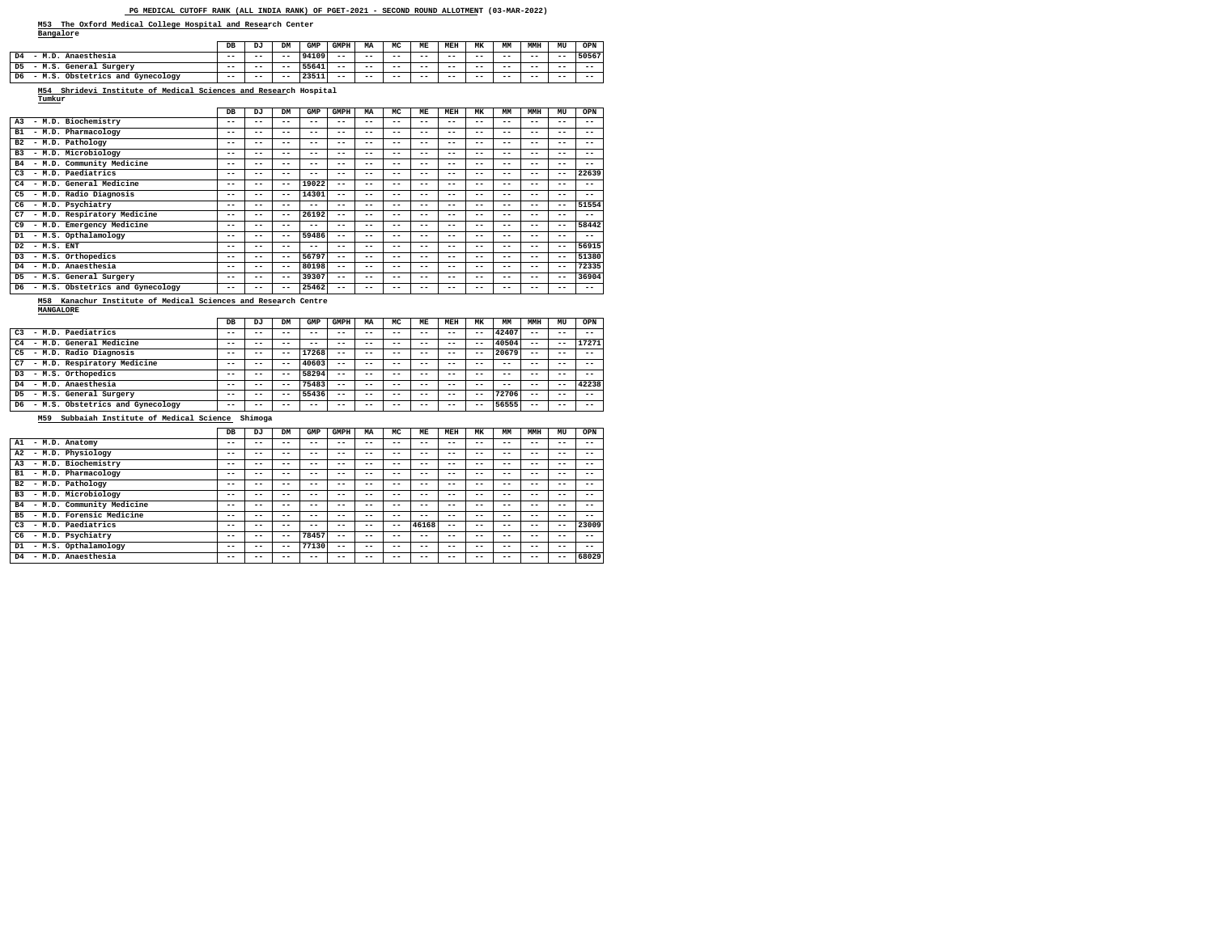PG MEDICAL CUTOFF RANK (ALL INDIA RANK) OF PGET-2021 - SECOND ROUND ALLOTMENT (03-MAR-2022)

**M53 The Oxford Medical College Hospital and Research Center Bangalore**

| | DB | DJ | DM | GMP | GMPH | MA | MC | ME | MEH | MK | MM | MMH | MU | OPN |
|---|---|---|---|---|---|---|---|---|---|---|---|---|---|---|
| D4 - M.D. Anaesthesia | -- | -- | -- | 94109 | -- | -- | -- | -- | -- | -- | -- | -- | -- | 50567 |
| D5 - M.S. General Surgery | -- | -- | -- | 55641 | -- | -- | -- | -- | -- | -- | -- | -- | -- | -- |
| D6 - M.S. Obstetrics and Gynecology | -- | -- | -- | 23511 | -- | -- | -- | -- | -- | -- | -- | -- | -- | -- |

**M54 Shridevi Institute of Medical Sciences and Research Hospital Tumkur**

| | DB | DJ | DM | GMP | GMPH | MA | MC | ME | MEH | MK | MM | MMH | MU | OPN |
|---|---|---|---|---|---|---|---|---|---|---|---|---|---|---|
| A3 - M.D. Biochemistry | -- | -- | -- | -- | -- | -- | -- | -- | -- | -- | -- | -- | -- | -- |
| B1 - M.D. Pharmacology | -- | -- | -- | -- | -- | -- | -- | -- | -- | -- | -- | -- | -- | -- |
| B2 - M.D. Pathology | -- | -- | -- | -- | -- | -- | -- | -- | -- | -- | -- | -- | -- | -- |
| B3 - M.D. Microbiology | -- | -- | -- | -- | -- | -- | -- | -- | -- | -- | -- | -- | -- | -- |
| B4 - M.D. Community Medicine | -- | -- | -- | -- | -- | -- | -- | -- | -- | -- | -- | -- | -- | -- |
| C3 - M.D. Paediatrics | -- | -- | -- | -- | -- | -- | -- | -- | -- | -- | -- | -- | -- | 22639 |
| C4 - M.D. General Medicine | -- | -- | -- | 19022 | -- | -- | -- | -- | -- | -- | -- | -- | -- | -- |
| C5 - M.D. Radio Diagnosis | -- | -- | -- | 14301 | -- | -- | -- | -- | -- | -- | -- | -- | -- | -- |
| C6 - M.D. Psychiatry | -- | -- | -- | -- | -- | -- | -- | -- | -- | -- | -- | -- | -- | 51554 |
| C7 - M.D. Respiratory Medicine | -- | -- | -- | 26192 | -- | -- | -- | -- | -- | -- | -- | -- | -- | -- |
| C9 - M.D. Emergency Medicine | -- | -- | -- | -- | -- | -- | -- | -- | -- | -- | -- | -- | -- | 58442 |
| D1 - M.S. Opthalamology | -- | -- | -- | 59486 | -- | -- | -- | -- | -- | -- | -- | -- | -- | -- |
| D2 - M.S. ENT | -- | -- | -- | -- | -- | -- | -- | -- | -- | -- | -- | -- | -- | 56915 |
| D3 - M.S. Orthopedics | -- | -- | -- | 56797 | -- | -- | -- | -- | -- | -- | -- | -- | -- | 51380 |
| D4 - M.D. Anaesthesia | -- | -- | -- | 80198 | -- | -- | -- | -- | -- | -- | -- | -- | -- | 72335 |
| D5 - M.S. General Surgery | -- | -- | -- | 39307 | -- | -- | -- | -- | -- | -- | -- | -- | -- | 36904 |
| D6 - M.S. Obstetrics and Gynecology | -- | -- | -- | 25462 | -- | -- | -- | -- | -- | -- | -- | -- | -- | -- |

**M58 Kanachur Institute of Medical Sciences and Research Centre MANGALORE**

| | DB | DJ | DM | GMP | GMPH | MA | MC | ME | MEH | MK | MM | MMH | MU | OPN |
|---|---|---|---|---|---|---|---|---|---|---|---|---|---|---|
| C3 - M.D. Paediatrics | -- | -- | -- | -- | -- | -- | -- | -- | -- | -- | 42407 | -- | -- | -- |
| C4 - M.D. General Medicine | -- | -- | -- | -- | -- | -- | -- | -- | -- | -- | 40504 | -- | -- | 17271 |
| C5 - M.D. Radio Diagnosis | -- | -- | -- | 17268 | -- | -- | -- | -- | -- | -- | 20679 | -- | -- | -- |
| C7 - M.D. Respiratory Medicine | -- | -- | -- | 40603 | -- | -- | -- | -- | -- | -- | -- | -- | -- | -- |
| D3 - M.S. Orthopedics | -- | -- | -- | 58294 | -- | -- | -- | -- | -- | -- | -- | -- | -- | -- |
| D4 - M.D. Anaesthesia | -- | -- | -- | 75483 | -- | -- | -- | -- | -- | -- | -- | -- | -- | 42238 |
| D5 - M.S. General Surgery | -- | -- | -- | 55436 | -- | -- | -- | -- | -- | -- | 72706 | -- | -- | -- |
| D6 - M.S. Obstetrics and Gynecology | -- | -- | -- | -- | -- | -- | -- | -- | -- | -- | 56555 | -- | -- | -- |

**M59 Subbaiah Institute of Medical Science Shimoga**

| | DB | DJ | DM | GMP | GMPH | MA | MC | ME | MEH | MK | MM | MMH | MU | OPN |
|---|---|---|---|---|---|---|---|---|---|---|---|---|---|---|
| A1 - M.D. Anatomy | -- | -- | -- | -- | -- | -- | -- | -- | -- | -- | -- | -- | -- | -- |
| A2 - M.D. Physiology | -- | -- | -- | -- | -- | -- | -- | -- | -- | -- | -- | -- | -- | -- |
| A3 - M.D. Biochemistry | -- | -- | -- | -- | -- | -- | -- | -- | -- | -- | -- | -- | -- | -- |
| B1 - M.D. Pharmacology | -- | -- | -- | -- | -- | -- | -- | -- | -- | -- | -- | -- | -- | -- |
| B2 - M.D. Pathology | -- | -- | -- | -- | -- | -- | -- | -- | -- | -- | -- | -- | -- | -- |
| B3 - M.D. Microbiology | -- | -- | -- | -- | -- | -- | -- | -- | -- | -- | -- | -- | -- | -- |
| B4 - M.D. Community Medicine | -- | -- | -- | -- | -- | -- | -- | -- | -- | -- | -- | -- | -- | -- |
| B5 - M.D. Forensic Medicine | -- | -- | -- | -- | -- | -- | -- | -- | -- | -- | -- | -- | -- | -- |
| C3 - M.D. Paediatrics | -- | -- | -- | -- | -- | -- | -- | 46168 | -- | -- | -- | -- | -- | 23009 |
| C6 - M.D. Psychiatry | -- | -- | -- | 78457 | -- | -- | -- | -- | -- | -- | -- | -- | -- | -- |
| D1 - M.S. Opthalamology | -- | -- | -- | 77130 | -- | -- | -- | -- | -- | -- | -- | -- | -- | -- |
| D4 - M.D. Anaesthesia | -- | -- | -- | -- | -- | -- | -- | -- | -- | -- | -- | -- | -- | 68029 |